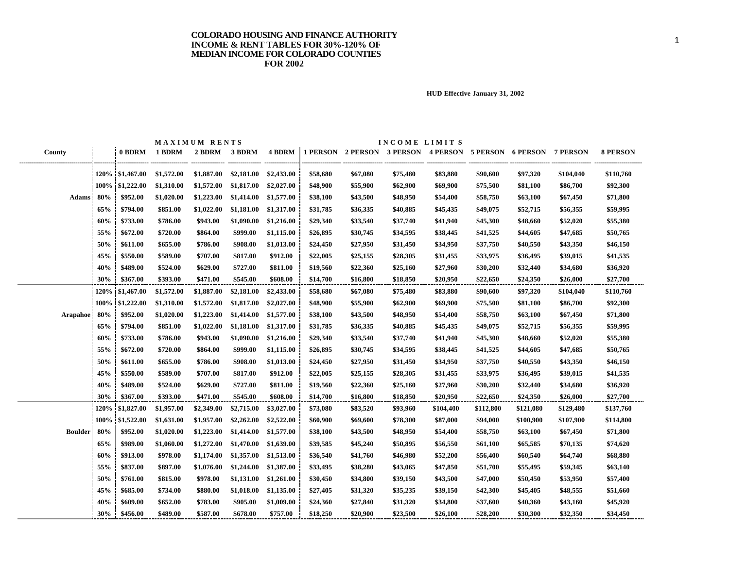# COLORADO HOUSING AND FINANCE AUTHORITY INCOME & RENT TABLES FOR 30%-120% OF MEDIAN INCOME FOR COLORADO COUNTIES FOR 2002

HUD Effective January 31, 2002

| County | | MAXIMUM RENTS | | | | | INCOME LIMITS | | | | | | | |
|---|---|---|---|---|---|---|---|---|---|---|---|---|---|---|
| | | 0 BDRM | 1 BDRM | 2 BDRM | 3 BDRM | 4 BDRM | 1 PERSON | 2 PERSON | 3 PERSON | 4 PERSON | 5 PERSON | 6 PERSON | 7 PERSON | 8 PERSON |
| Adams | 120% | $1,467.00 | $1,572.00 | $1,887.00 | $2,181.00 | $2,433.00 | $58,680 | $67,080 | $75,480 | $83,880 | $90,600 | $97,320 | $104,040 | $110,760 |
| | 100% | $1,222.00 | $1,310.00 | $1,572.00 | $1,817.00 | $2,027.00 | $48,900 | $55,900 | $62,900 | $69,900 | $75,500 | $81,100 | $86,700 | $92,300 |
| | 80% | $952.00 | $1,020.00 | $1,223.00 | $1,414.00 | $1,577.00 | $38,100 | $43,500 | $48,950 | $54,400 | $58,750 | $63,100 | $67,450 | $71,800 |
| | 65% | $794.00 | $851.00 | $1,022.00 | $1,181.00 | $1,317.00 | $31,785 | $36,335 | $40,885 | $45,435 | $49,075 | $52,715 | $56,355 | $59,995 |
| | 60% | $733.00 | $786.00 | $943.00 | $1,090.00 | $1,216.00 | $29,340 | $33,540 | $37,740 | $41,940 | $45,300 | $48,660 | $52,020 | $55,380 |
| | 55% | $672.00 | $720.00 | $864.00 | $999.00 | $1,115.00 | $26,895 | $30,745 | $34,595 | $38,445 | $41,525 | $44,605 | $47,685 | $50,765 |
| | 50% | $611.00 | $655.00 | $786.00 | $908.00 | $1,013.00 | $24,450 | $27,950 | $31,450 | $34,950 | $37,750 | $40,550 | $43,350 | $46,150 |
| | 45% | $550.00 | $589.00 | $707.00 | $817.00 | $912.00 | $22,005 | $25,155 | $28,305 | $31,455 | $33,975 | $36,495 | $39,015 | $41,535 |
| | 40% | $489.00 | $524.00 | $629.00 | $727.00 | $811.00 | $19,560 | $22,360 | $25,160 | $27,960 | $30,200 | $32,440 | $34,680 | $36,920 |
| | 30% | $367.00 | $393.00 | $471.00 | $545.00 | $608.00 | $14,700 | $16,800 | $18,850 | $20,950 | $22,650 | $24,350 | $26,000 | $27,700 |
| Arapahoe | 120% | $1,467.00 | $1,572.00 | $1,887.00 | $2,181.00 | $2,433.00 | $58,680 | $67,080 | $75,480 | $83,880 | $90,600 | $97,320 | $104,040 | $110,760 |
| | 100% | $1,222.00 | $1,310.00 | $1,572.00 | $1,817.00 | $2,027.00 | $48,900 | $55,900 | $62,900 | $69,900 | $75,500 | $81,100 | $86,700 | $92,300 |
| | 80% | $952.00 | $1,020.00 | $1,223.00 | $1,414.00 | $1,577.00 | $38,100 | $43,500 | $48,950 | $54,400 | $58,750 | $63,100 | $67,450 | $71,800 |
| | 65% | $794.00 | $851.00 | $1,022.00 | $1,181.00 | $1,317.00 | $31,785 | $36,335 | $40,885 | $45,435 | $49,075 | $52,715 | $56,355 | $59,995 |
| | 60% | $733.00 | $786.00 | $943.00 | $1,090.00 | $1,216.00 | $29,340 | $33,540 | $37,740 | $41,940 | $45,300 | $48,660 | $52,020 | $55,380 |
| | 55% | $672.00 | $720.00 | $864.00 | $999.00 | $1,115.00 | $26,895 | $30,745 | $34,595 | $38,445 | $41,525 | $44,605 | $47,685 | $50,765 |
| | 50% | $611.00 | $655.00 | $786.00 | $908.00 | $1,013.00 | $24,450 | $27,950 | $31,450 | $34,950 | $37,750 | $40,550 | $43,350 | $46,150 |
| | 45% | $550.00 | $589.00 | $707.00 | $817.00 | $912.00 | $22,005 | $25,155 | $28,305 | $31,455 | $33,975 | $36,495 | $39,015 | $41,535 |
| | 40% | $489.00 | $524.00 | $629.00 | $727.00 | $811.00 | $19,560 | $22,360 | $25,160 | $27,960 | $30,200 | $32,440 | $34,680 | $36,920 |
| | 30% | $367.00 | $393.00 | $471.00 | $545.00 | $608.00 | $14,700 | $16,800 | $18,850 | $20,950 | $22,650 | $24,350 | $26,000 | $27,700 |
| Boulder | 120% | $1,827.00 | $1,957.00 | $2,349.00 | $2,715.00 | $3,027.00 | $73,080 | $83,520 | $93,960 | $104,400 | $112,800 | $121,080 | $129,480 | $137,760 |
| | 100% | $1,522.00 | $1,631.00 | $1,957.00 | $2,262.00 | $2,522.00 | $60,900 | $69,600 | $78,300 | $87,000 | $94,000 | $100,900 | $107,900 | $114,800 |
| | 80% | $952.00 | $1,020.00 | $1,223.00 | $1,414.00 | $1,577.00 | $38,100 | $43,500 | $48,950 | $54,400 | $58,750 | $63,100 | $67,450 | $71,800 |
| | 65% | $989.00 | $1,060.00 | $1,272.00 | $1,470.00 | $1,639.00 | $39,585 | $45,240 | $50,895 | $56,550 | $61,100 | $65,585 | $70,135 | $74,620 |
| | 60% | $913.00 | $978.00 | $1,174.00 | $1,357.00 | $1,513.00 | $36,540 | $41,760 | $46,980 | $52,200 | $56,400 | $60,540 | $64,740 | $68,880 |
| | 55% | $837.00 | $897.00 | $1,076.00 | $1,244.00 | $1,387.00 | $33,495 | $38,280 | $43,065 | $47,850 | $51,700 | $55,495 | $59,345 | $63,140 |
| | 50% | $761.00 | $815.00 | $978.00 | $1,131.00 | $1,261.00 | $30,450 | $34,800 | $39,150 | $43,500 | $47,000 | $50,450 | $53,950 | $57,400 |
| | 45% | $685.00 | $734.00 | $880.00 | $1,018.00 | $1,135.00 | $27,405 | $31,320 | $35,235 | $39,150 | $42,300 | $45,405 | $48,555 | $51,660 |
| | 40% | $609.00 | $652.00 | $783.00 | $905.00 | $1,009.00 | $24,360 | $27,840 | $31,320 | $34,800 | $37,600 | $40,360 | $43,160 | $45,920 |
| | 30% | $456.00 | $489.00 | $587.00 | $678.00 | $757.00 | $18,250 | $20,900 | $23,500 | $26,100 | $28,200 | $30,300 | $32,350 | $34,450 |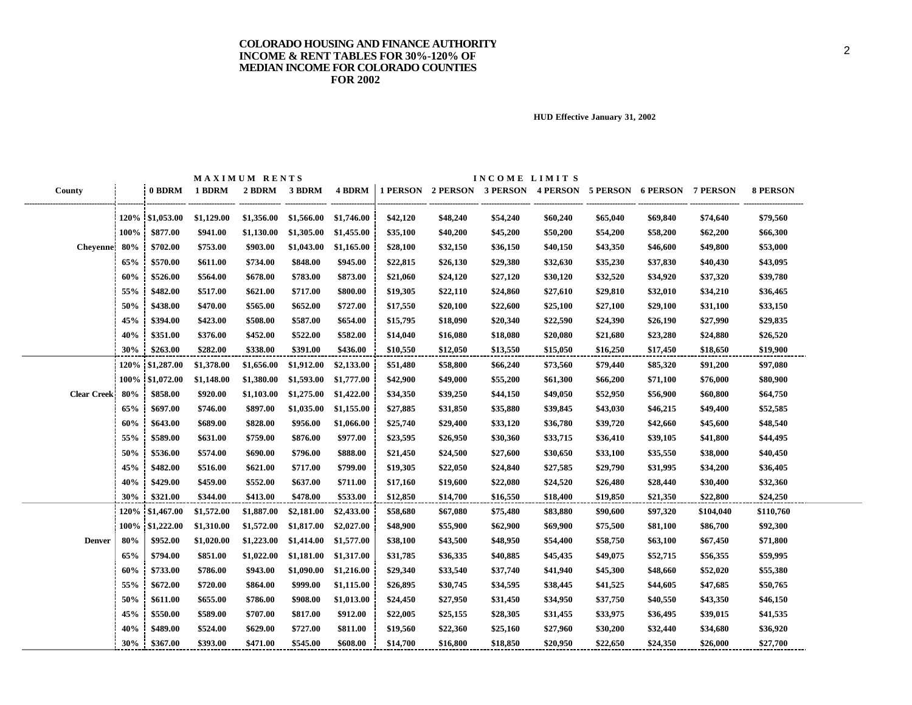# COLORADO HOUSING AND FINANCE AUTHORITY
# INCOME & RENT TABLES FOR 30%-120% OF MEDIAN INCOME FOR COLORADO COUNTIES
# FOR 2002

HUD Effective January 31, 2002

| County | | MAXIMUM RENTS | | | | | INCOME LIMITS | | | | | | | |
|---|---|---|---|---|---|---|---|---|---|---|---|---|---|---|
| | | 0 BDRM | 1 BDRM | 2 BDRM | 3 BDRM | 4 BDRM | 1 PERSON | 2 PERSON | 3 PERSON | 4 PERSON | 5 PERSON | 6 PERSON | 7 PERSON | 8 PERSON |
| | 120% | $1,053.00 | $1,129.00 | $1,356.00 | $1,566.00 | $1,746.00 | $42,120 | $48,240 | $54,240 | $60,240 | $65,040 | $69,840 | $74,640 | $79,560 |
| | 100% | $877.00 | $941.00 | $1,130.00 | $1,305.00 | $1,455.00 | $35,100 | $40,200 | $45,200 | $50,200 | $54,200 | $58,200 | $62,200 | $66,300 |
| Cheyenne | 80% | $702.00 | $753.00 | $903.00 | $1,043.00 | $1,165.00 | $28,100 | $32,150 | $36,150 | $40,150 | $43,350 | $46,600 | $49,800 | $53,000 |
| | 65% | $570.00 | $611.00 | $734.00 | $848.00 | $945.00 | $22,815 | $26,130 | $29,380 | $32,630 | $35,230 | $37,830 | $40,430 | $43,095 |
| | 60% | $526.00 | $564.00 | $678.00 | $783.00 | $873.00 | $21,060 | $24,120 | $27,120 | $30,120 | $32,520 | $34,920 | $37,320 | $39,780 |
| | 55% | $482.00 | $517.00 | $621.00 | $717.00 | $800.00 | $19,305 | $22,110 | $24,860 | $27,610 | $29,810 | $32,010 | $34,210 | $36,465 |
| | 50% | $438.00 | $470.00 | $565.00 | $652.00 | $727.00 | $17,550 | $20,100 | $22,600 | $25,100 | $27,100 | $29,100 | $31,100 | $33,150 |
| | 45% | $394.00 | $423.00 | $508.00 | $587.00 | $654.00 | $15,795 | $18,090 | $20,340 | $22,590 | $24,390 | $26,190 | $27,990 | $29,835 |
| | 40% | $351.00 | $376.00 | $452.00 | $522.00 | $582.00 | $14,040 | $16,080 | $18,080 | $20,080 | $21,680 | $23,280 | $24,880 | $26,520 |
| | 30% | $263.00 | $282.00 | $338.00 | $391.00 | $436.00 | $10,550 | $12,050 | $13,550 | $15,050 | $16,250 | $17,450 | $18,650 | $19,900 |
| | 120% | $1,287.00 | $1,378.00 | $1,656.00 | $1,912.00 | $2,133.00 | $51,480 | $58,800 | $66,240 | $73,560 | $79,440 | $85,320 | $91,200 | $97,080 |
| | 100% | $1,072.00 | $1,148.00 | $1,380.00 | $1,593.00 | $1,777.00 | $42,900 | $49,000 | $55,200 | $61,300 | $66,200 | $71,100 | $76,000 | $80,900 |
| Clear Creek | 80% | $858.00 | $920.00 | $1,103.00 | $1,275.00 | $1,422.00 | $34,350 | $39,250 | $44,150 | $49,050 | $52,950 | $56,900 | $60,800 | $64,750 |
| | 65% | $697.00 | $746.00 | $897.00 | $1,035.00 | $1,155.00 | $27,885 | $31,850 | $35,880 | $39,845 | $43,030 | $46,215 | $49,400 | $52,585 |
| | 60% | $643.00 | $689.00 | $828.00 | $956.00 | $1,066.00 | $25,740 | $29,400 | $33,120 | $36,780 | $39,720 | $42,660 | $45,600 | $48,540 |
| | 55% | $589.00 | $631.00 | $759.00 | $876.00 | $977.00 | $23,595 | $26,950 | $30,360 | $33,715 | $36,410 | $39,105 | $41,800 | $44,495 |
| | 50% | $536.00 | $574.00 | $690.00 | $796.00 | $888.00 | $21,450 | $24,500 | $27,600 | $30,650 | $33,100 | $35,550 | $38,000 | $40,450 |
| | 45% | $482.00 | $516.00 | $621.00 | $717.00 | $799.00 | $19,305 | $22,050 | $24,840 | $27,585 | $29,790 | $31,995 | $34,200 | $36,405 |
| | 40% | $429.00 | $459.00 | $552.00 | $637.00 | $711.00 | $17,160 | $19,600 | $22,080 | $24,520 | $26,480 | $28,440 | $30,400 | $32,360 |
| | 30% | $321.00 | $344.00 | $413.00 | $478.00 | $533.00 | $12,850 | $14,700 | $16,550 | $18,400 | $19,850 | $21,350 | $22,800 | $24,250 |
| | 120% | $1,467.00 | $1,572.00 | $1,887.00 | $2,181.00 | $2,433.00 | $58,680 | $67,080 | $75,480 | $83,880 | $90,600 | $97,320 | $104,040 | $110,760 |
| | 100% | $1,222.00 | $1,310.00 | $1,572.00 | $1,817.00 | $2,027.00 | $48,900 | $55,900 | $62,900 | $69,900 | $75,500 | $81,100 | $86,700 | $92,300 |
| Denver | 80% | $952.00 | $1,020.00 | $1,223.00 | $1,414.00 | $1,577.00 | $38,100 | $43,500 | $48,950 | $54,400 | $58,750 | $63,100 | $67,450 | $71,800 |
| | 65% | $794.00 | $851.00 | $1,022.00 | $1,181.00 | $1,317.00 | $31,785 | $36,335 | $40,885 | $45,435 | $49,075 | $52,715 | $56,355 | $59,995 |
| | 60% | $733.00 | $786.00 | $943.00 | $1,090.00 | $1,216.00 | $29,340 | $33,540 | $37,740 | $41,940 | $45,300 | $48,660 | $52,020 | $55,380 |
| | 55% | $672.00 | $720.00 | $864.00 | $999.00 | $1,115.00 | $26,895 | $30,745 | $34,595 | $38,445 | $41,525 | $44,605 | $47,685 | $50,765 |
| | 50% | $611.00 | $655.00 | $786.00 | $908.00 | $1,013.00 | $24,450 | $27,950 | $31,450 | $34,950 | $37,750 | $40,550 | $43,350 | $46,150 |
| | 45% | $550.00 | $589.00 | $707.00 | $817.00 | $912.00 | $22,005 | $25,155 | $28,305 | $31,455 | $33,975 | $36,495 | $39,015 | $41,535 |
| | 40% | $489.00 | $524.00 | $629.00 | $727.00 | $811.00 | $19,560 | $22,360 | $25,160 | $27,960 | $30,200 | $32,440 | $34,680 | $36,920 |
| | 30% | $367.00 | $393.00 | $471.00 | $545.00 | $608.00 | $14,700 | $16,800 | $18,850 | $20,950 | $22,650 | $24,350 | $26,000 | $27,700 |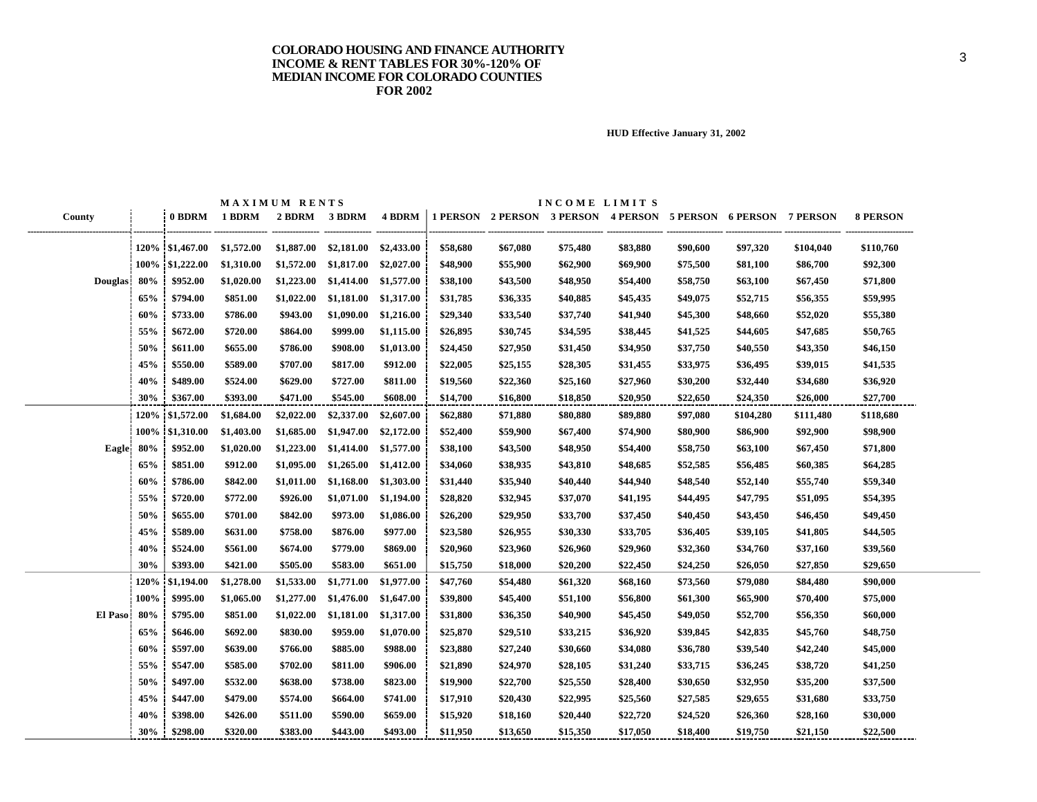**COLORADO HOUSING AND FINANCE AUTHORITY**
**INCOME & RENT TABLES FOR 30%-120% OF MEDIAN INCOME FOR COLORADO COUNTIES**
**FOR 2002**

**HUD Effective January 31, 2002**

| | | MAXIMUM RENTS | | | | | INCOME LIMITS | | | | | | | |
|---|---|---|---|---|---|---|---|---|---|---|---|---|---|---|
| County | | 0 BDRM | 1 BDRM | 2 BDRM | 3 BDRM | 4 BDRM | 1 PERSON | 2 PERSON | 3 PERSON | 4 PERSON | 5 PERSON | 6 PERSON | 7 PERSON | 8 PERSON |
| | 120% | $1,467.00 | $1,572.00 | $1,887.00 | $2,181.00 | $2,433.00 | $58,680 | $67,080 | $75,480 | $83,880 | $90,600 | $97,320 | $104,040 | $110,760 |
| | 100% | $1,222.00 | $1,310.00 | $1,572.00 | $1,817.00 | $2,027.00 | $48,900 | $55,900 | $62,900 | $69,900 | $75,500 | $81,100 | $86,700 | $92,300 |
| Douglas | 80% | $952.00 | $1,020.00 | $1,223.00 | $1,414.00 | $1,577.00 | $38,100 | $43,500 | $48,950 | $54,400 | $58,750 | $63,100 | $67,450 | $71,800 |
| | 65% | $794.00 | $851.00 | $1,022.00 | $1,181.00 | $1,317.00 | $31,785 | $36,335 | $40,885 | $45,435 | $49,075 | $52,715 | $56,355 | $59,995 |
| | 60% | $733.00 | $786.00 | $943.00 | $1,090.00 | $1,216.00 | $29,340 | $33,540 | $37,740 | $41,940 | $45,300 | $48,660 | $52,020 | $55,380 |
| | 55% | $672.00 | $720.00 | $864.00 | $999.00 | $1,115.00 | $26,895 | $30,745 | $34,595 | $38,445 | $41,525 | $44,605 | $47,685 | $50,765 |
| | 50% | $611.00 | $655.00 | $786.00 | $908.00 | $1,013.00 | $24,450 | $27,950 | $31,450 | $34,950 | $37,750 | $40,550 | $43,350 | $46,150 |
| | 45% | $550.00 | $589.00 | $707.00 | $817.00 | $912.00 | $22,005 | $25,155 | $28,305 | $31,455 | $33,975 | $36,495 | $39,015 | $41,535 |
| | 40% | $489.00 | $524.00 | $629.00 | $727.00 | $811.00 | $19,560 | $22,360 | $25,160 | $27,960 | $30,200 | $32,440 | $34,680 | $36,920 |
| | 30% | $367.00 | $393.00 | $471.00 | $545.00 | $608.00 | $14,700 | $16,800 | $18,850 | $20,950 | $22,650 | $24,350 | $26,000 | $27,700 |
| | 120% | $1,572.00 | $1,684.00 | $2,022.00 | $2,337.00 | $2,607.00 | $62,880 | $71,880 | $80,880 | $89,880 | $97,080 | $104,280 | $111,480 | $118,680 |
| | 100% | $1,310.00 | $1,403.00 | $1,685.00 | $1,947.00 | $2,172.00 | $52,400 | $59,900 | $67,400 | $74,900 | $80,900 | $86,900 | $92,900 | $98,900 |
| Eagle | 80% | $952.00 | $1,020.00 | $1,223.00 | $1,414.00 | $1,577.00 | $38,100 | $43,500 | $48,950 | $54,400 | $58,750 | $63,100 | $67,450 | $71,800 |
| | 65% | $851.00 | $912.00 | $1,095.00 | $1,265.00 | $1,412.00 | $34,060 | $38,935 | $43,810 | $48,685 | $52,585 | $56,485 | $60,385 | $64,285 |
| | 60% | $786.00 | $842.00 | $1,011.00 | $1,168.00 | $1,303.00 | $31,440 | $35,940 | $40,440 | $44,940 | $48,540 | $52,140 | $55,740 | $59,340 |
| | 55% | $720.00 | $772.00 | $926.00 | $1,071.00 | $1,194.00 | $28,820 | $32,945 | $37,070 | $41,195 | $44,495 | $47,795 | $51,095 | $54,395 |
| | 50% | $655.00 | $701.00 | $842.00 | $973.00 | $1,086.00 | $26,200 | $29,950 | $33,700 | $37,450 | $40,450 | $43,450 | $46,450 | $49,450 |
| | 45% | $589.00 | $631.00 | $758.00 | $876.00 | $977.00 | $23,580 | $26,955 | $30,330 | $33,705 | $36,405 | $39,105 | $41,805 | $44,505 |
| | 40% | $524.00 | $561.00 | $674.00 | $779.00 | $869.00 | $20,960 | $23,960 | $26,960 | $29,960 | $32,360 | $34,760 | $37,160 | $39,560 |
| | 30% | $393.00 | $421.00 | $505.00 | $583.00 | $651.00 | $15,750 | $18,000 | $20,200 | $22,450 | $24,250 | $26,050 | $27,850 | $29,650 |
| | 120% | $1,194.00 | $1,278.00 | $1,533.00 | $1,771.00 | $1,977.00 | $47,760 | $54,480 | $61,320 | $68,160 | $73,560 | $79,080 | $84,480 | $90,000 |
| | 100% | $995.00 | $1,065.00 | $1,277.00 | $1,476.00 | $1,647.00 | $39,800 | $45,400 | $51,100 | $56,800 | $61,300 | $65,900 | $70,400 | $75,000 |
| El Paso | 80% | $795.00 | $851.00 | $1,022.00 | $1,181.00 | $1,317.00 | $31,800 | $36,350 | $40,900 | $45,450 | $49,050 | $52,700 | $56,350 | $60,000 |
| | 65% | $646.00 | $692.00 | $830.00 | $959.00 | $1,070.00 | $25,870 | $29,510 | $33,215 | $36,920 | $39,845 | $42,835 | $45,760 | $48,750 |
| | 60% | $597.00 | $639.00 | $766.00 | $885.00 | $988.00 | $23,880 | $27,240 | $30,660 | $34,080 | $36,780 | $39,540 | $42,240 | $45,000 |
| | 55% | $547.00 | $585.00 | $702.00 | $811.00 | $906.00 | $21,890 | $24,970 | $28,105 | $31,240 | $33,715 | $36,245 | $38,720 | $41,250 |
| | 50% | $497.00 | $532.00 | $638.00 | $738.00 | $823.00 | $19,900 | $22,700 | $25,550 | $28,400 | $30,650 | $32,950 | $35,200 | $37,500 |
| | 45% | $447.00 | $479.00 | $574.00 | $664.00 | $741.00 | $17,910 | $20,430 | $22,995 | $25,560 | $27,585 | $29,655 | $31,680 | $33,750 |
| | 40% | $398.00 | $426.00 | $511.00 | $590.00 | $659.00 | $15,920 | $18,160 | $20,440 | $22,720 | $24,520 | $26,360 | $28,160 | $30,000 |
| | 30% | $298.00 | $320.00 | $383.00 | $443.00 | $493.00 | $11,950 | $13,650 | $15,350 | $17,050 | $18,400 | $19,750 | $21,150 | $22,500 |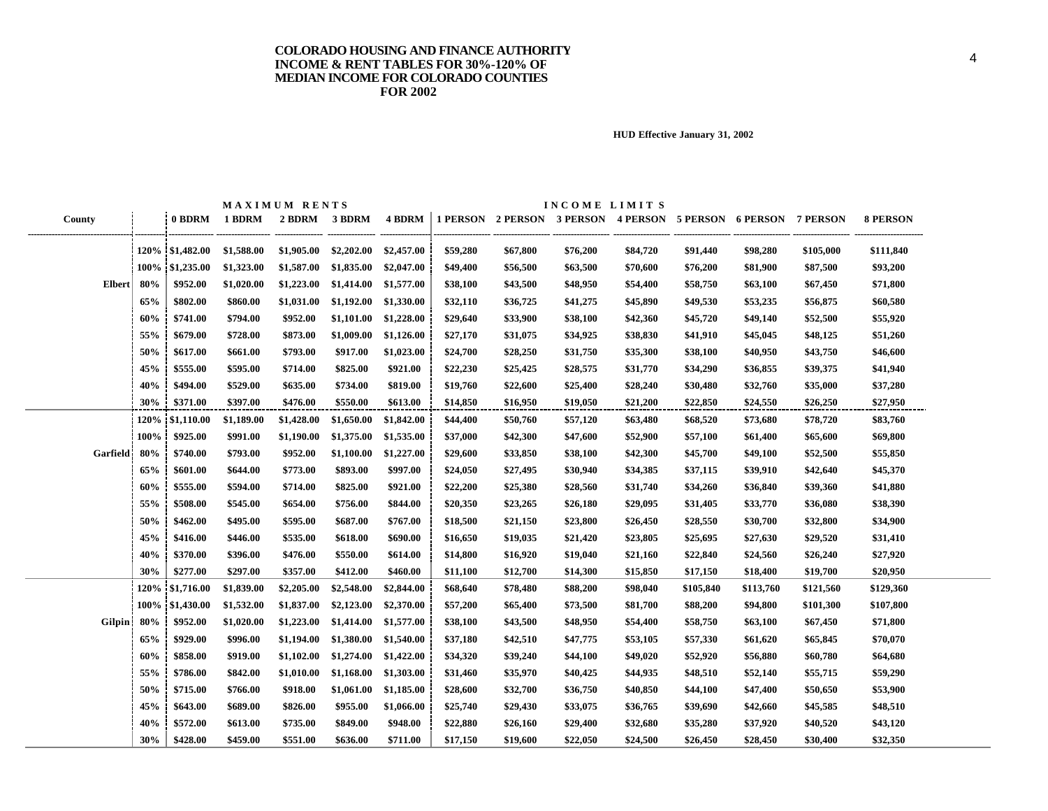# COLORADO HOUSING AND FINANCE AUTHORITY INCOME & RENT TABLES FOR 30%-120% OF MEDIAN INCOME FOR COLORADO COUNTIES FOR 2002

**HUD Effective January 31, 2002**

| County | | MAXIMUM RENTS | | | | | INCOME LIMITS | | | | | | | |
|---|---|---|---|---|---|---|---|---|---|---|---|---|---|---|
| | | 0 BDRM | 1 BDRM | 2 BDRM | 3 BDRM | 4 BDRM | 1 PERSON | 2 PERSON | 3 PERSON | 4 PERSON | 5 PERSON | 6 PERSON | 7 PERSON | 8 PERSON |
| | 120% | $1,482.00 | $1,588.00 | $1,905.00 | $2,202.00 | $2,457.00 | $59,280 | $67,800 | $76,200 | $84,720 | $91,440 | $98,280 | $105,000 | $111,840 |
| | 100% | $1,235.00 | $1,323.00 | $1,587.00 | $1,835.00 | $2,047.00 | $49,400 | $56,500 | $63,500 | $70,600 | $76,200 | $81,900 | $87,500 | $93,200 |
| Elbert | 80% | $952.00 | $1,020.00 | $1,223.00 | $1,414.00 | $1,577.00 | $38,100 | $43,500 | $48,950 | $54,400 | $58,750 | $63,100 | $67,450 | $71,800 |
| | 65% | $802.00 | $860.00 | $1,031.00 | $1,192.00 | $1,330.00 | $32,110 | $36,725 | $41,275 | $45,890 | $49,530 | $53,235 | $56,875 | $60,580 |
| | 60% | $741.00 | $794.00 | $952.00 | $1,101.00 | $1,228.00 | $29,640 | $33,900 | $38,100 | $42,360 | $45,720 | $49,140 | $52,500 | $55,920 |
| | 55% | $679.00 | $728.00 | $873.00 | $1,009.00 | $1,126.00 | $27,170 | $31,075 | $34,925 | $38,830 | $41,910 | $45,045 | $48,125 | $51,260 |
| | 50% | $617.00 | $661.00 | $793.00 | $917.00 | $1,023.00 | $24,700 | $28,250 | $31,750 | $35,300 | $38,100 | $40,950 | $43,750 | $46,600 |
| | 45% | $555.00 | $595.00 | $714.00 | $825.00 | $921.00 | $22,230 | $25,425 | $28,575 | $31,770 | $34,290 | $36,855 | $39,375 | $41,940 |
| | 40% | $494.00 | $529.00 | $635.00 | $734.00 | $819.00 | $19,760 | $22,600 | $25,400 | $28,240 | $30,480 | $32,760 | $35,000 | $37,280 |
| | 30% | $371.00 | $397.00 | $476.00 | $550.00 | $613.00 | $14,850 | $16,950 | $19,050 | $21,200 | $22,850 | $24,550 | $26,250 | $27,950 |
| | 120% | $1,110.00 | $1,189.00 | $1,428.00 | $1,650.00 | $1,842.00 | $44,400 | $50,760 | $57,120 | $63,480 | $68,520 | $73,680 | $78,720 | $83,760 |
| | 100% | $925.00 | $991.00 | $1,190.00 | $1,375.00 | $1,535.00 | $37,000 | $42,300 | $47,600 | $52,900 | $57,100 | $61,400 | $65,600 | $69,800 |
| Garfield | 80% | $740.00 | $793.00 | $952.00 | $1,100.00 | $1,227.00 | $29,600 | $33,850 | $38,100 | $42,300 | $45,700 | $49,100 | $52,500 | $55,850 |
| | 65% | $601.00 | $644.00 | $773.00 | $893.00 | $997.00 | $24,050 | $27,495 | $30,940 | $34,385 | $37,115 | $39,910 | $42,640 | $45,370 |
| | 60% | $555.00 | $594.00 | $714.00 | $825.00 | $921.00 | $22,200 | $25,380 | $28,560 | $31,740 | $34,260 | $36,840 | $39,360 | $41,880 |
| | 55% | $508.00 | $545.00 | $654.00 | $756.00 | $844.00 | $20,350 | $23,265 | $26,180 | $29,095 | $31,405 | $33,770 | $36,080 | $38,390 |
| | 50% | $462.00 | $495.00 | $595.00 | $687.00 | $767.00 | $18,500 | $21,150 | $23,800 | $26,450 | $28,550 | $30,700 | $32,800 | $34,900 |
| | 45% | $416.00 | $446.00 | $535.00 | $618.00 | $690.00 | $16,650 | $19,035 | $21,420 | $23,805 | $25,695 | $27,630 | $29,520 | $31,410 |
| | 40% | $370.00 | $396.00 | $476.00 | $550.00 | $614.00 | $14,800 | $16,920 | $19,040 | $21,160 | $22,840 | $24,560 | $26,240 | $27,920 |
| | 30% | $277.00 | $297.00 | $357.00 | $412.00 | $460.00 | $11,100 | $12,700 | $14,300 | $15,850 | $17,150 | $18,400 | $19,700 | $20,950 |
| | 120% | $1,716.00 | $1,839.00 | $2,205.00 | $2,548.00 | $2,844.00 | $68,640 | $78,480 | $88,200 | $98,040 | $105,840 | $113,760 | $121,560 | $129,360 |
| | 100% | $1,430.00 | $1,532.00 | $1,837.00 | $2,123.00 | $2,370.00 | $57,200 | $65,400 | $73,500 | $81,700 | $88,200 | $94,800 | $101,300 | $107,800 |
| Gilpin | 80% | $952.00 | $1,020.00 | $1,223.00 | $1,414.00 | $1,577.00 | $38,100 | $43,500 | $48,950 | $54,400 | $58,750 | $63,100 | $67,450 | $71,800 |
| | 65% | $929.00 | $996.00 | $1,194.00 | $1,380.00 | $1,540.00 | $37,180 | $42,510 | $47,775 | $53,105 | $57,330 | $61,620 | $65,845 | $70,070 |
| | 60% | $858.00 | $919.00 | $1,102.00 | $1,274.00 | $1,422.00 | $34,320 | $39,240 | $44,100 | $49,020 | $52,920 | $56,880 | $60,780 | $64,680 |
| | 55% | $786.00 | $842.00 | $1,010.00 | $1,168.00 | $1,303.00 | $31,460 | $35,970 | $40,425 | $44,935 | $48,510 | $52,140 | $55,715 | $59,290 |
| | 50% | $715.00 | $766.00 | $918.00 | $1,061.00 | $1,185.00 | $28,600 | $32,700 | $36,750 | $40,850 | $44,100 | $47,400 | $50,650 | $53,900 |
| | 45% | $643.00 | $689.00 | $826.00 | $955.00 | $1,066.00 | $25,740 | $29,430 | $33,075 | $36,765 | $39,690 | $42,660 | $45,585 | $48,510 |
| | 40% | $572.00 | $613.00 | $735.00 | $849.00 | $948.00 | $22,880 | $26,160 | $29,400 | $32,680 | $35,280 | $37,920 | $40,520 | $43,120 |
| | 30% | $428.00 | $459.00 | $551.00 | $636.00 | $711.00 | $17,150 | $19,600 | $22,050 | $24,500 | $26,450 | $28,450 | $30,400 | $32,350 |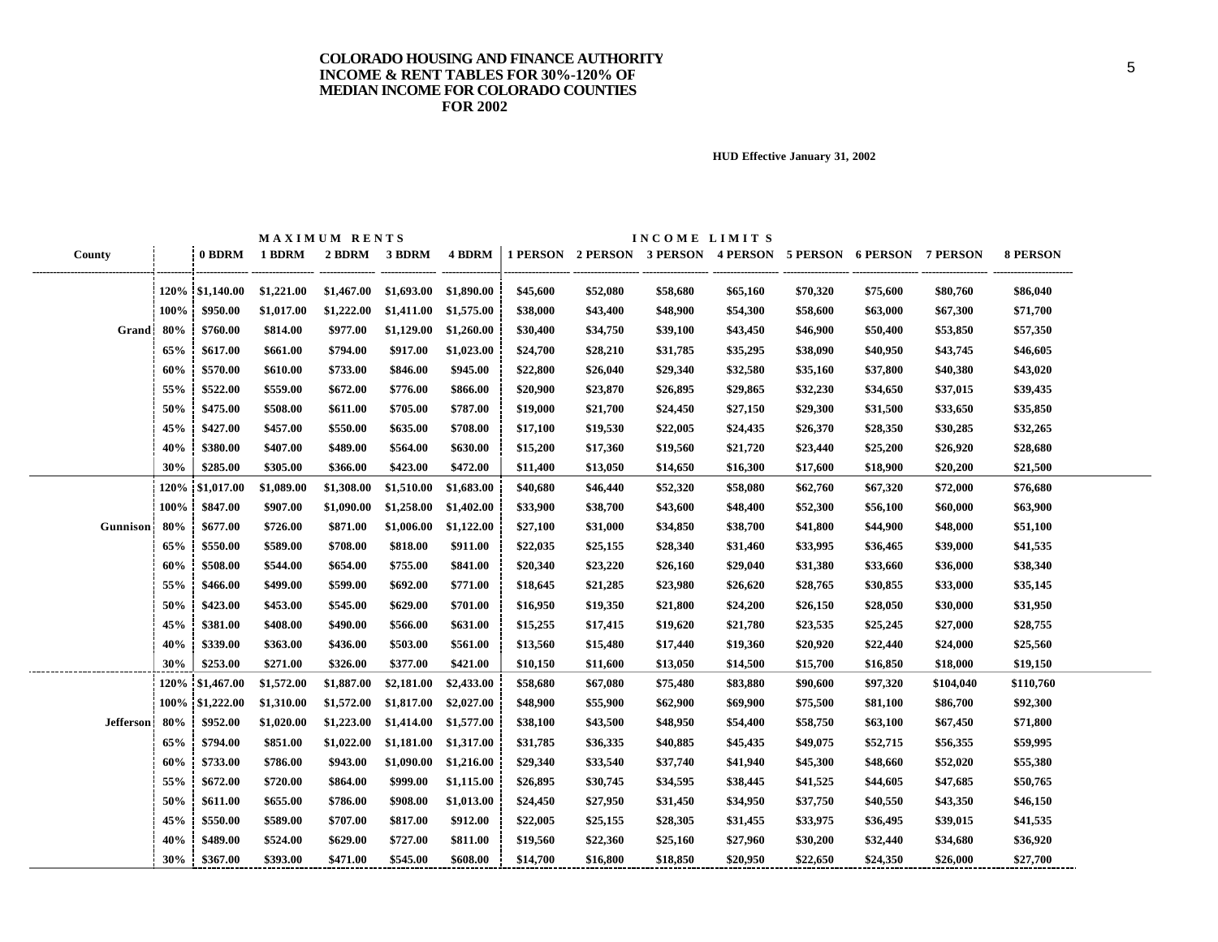**COLORADO HOUSING AND FINANCE AUTHORITY**
**INCOME & RENT TABLES FOR 30%-120% OF**
**MEDIAN INCOME FOR COLORADO COUNTIES**
**FOR 2002**

**HUD Effective January 31, 2002**

| | | MAXIMUM RENTS | | | | | INCOME LIMITS | | | | | | | |
|---|---|---|---|---|---|---|---|---|---|---|---|---|---|---|
| County | | 0 BDRM | 1 BDRM | 2 BDRM | 3 BDRM | 4 BDRM | 1 PERSON | 2 PERSON | 3 PERSON | 4 PERSON | 5 PERSON | 6 PERSON | 7 PERSON | 8 PERSON |
| | 120% | $1,140.00 | $1,221.00 | $1,467.00 | $1,693.00 | $1,890.00 | $45,600 | $52,080 | $58,680 | $65,160 | $70,320 | $75,600 | $80,760 | $86,040 |
| | 100% | $950.00 | $1,017.00 | $1,222.00 | $1,411.00 | $1,575.00 | $38,000 | $43,400 | $48,900 | $54,300 | $58,600 | $63,000 | $67,300 | $71,700 |
| Grand | 80% | $760.00 | $814.00 | $977.00 | $1,129.00 | $1,260.00 | $30,400 | $34,750 | $39,100 | $43,450 | $46,900 | $50,400 | $53,850 | $57,350 |
| | 65% | $617.00 | $661.00 | $794.00 | $917.00 | $1,023.00 | $24,700 | $28,210 | $31,785 | $35,295 | $38,090 | $40,950 | $43,745 | $46,605 |
| | 60% | $570.00 | $610.00 | $733.00 | $846.00 | $945.00 | $22,800 | $26,040 | $29,340 | $32,580 | $35,160 | $37,800 | $40,380 | $43,020 |
| | 55% | $522.00 | $559.00 | $672.00 | $776.00 | $866.00 | $20,900 | $23,870 | $26,895 | $29,865 | $32,230 | $34,650 | $37,015 | $39,435 |
| | 50% | $475.00 | $508.00 | $611.00 | $705.00 | $787.00 | $19,000 | $21,700 | $24,450 | $27,150 | $29,300 | $31,500 | $33,650 | $35,850 |
| | 45% | $427.00 | $457.00 | $550.00 | $635.00 | $708.00 | $17,100 | $19,530 | $22,005 | $24,435 | $26,370 | $28,350 | $30,285 | $32,265 |
| | 40% | $380.00 | $407.00 | $489.00 | $564.00 | $630.00 | $15,200 | $17,360 | $19,560 | $21,720 | $23,440 | $25,200 | $26,920 | $28,680 |
| | 30% | $285.00 | $305.00 | $366.00 | $423.00 | $472.00 | $11,400 | $13,050 | $14,650 | $16,300 | $17,600 | $18,900 | $20,200 | $21,500 |
| | 120% | $1,017.00 | $1,089.00 | $1,308.00 | $1,510.00 | $1,683.00 | $40,680 | $46,440 | $52,320 | $58,080 | $62,760 | $67,320 | $72,000 | $76,680 |
| | 100% | $847.00 | $907.00 | $1,090.00 | $1,258.00 | $1,402.00 | $33,900 | $38,700 | $43,600 | $48,400 | $52,300 | $56,100 | $60,000 | $63,900 |
| Gunnison | 80% | $677.00 | $726.00 | $871.00 | $1,006.00 | $1,122.00 | $27,100 | $31,000 | $34,850 | $38,700 | $41,800 | $44,900 | $48,000 | $51,100 |
| | 65% | $550.00 | $589.00 | $708.00 | $818.00 | $911.00 | $22,035 | $25,155 | $28,340 | $31,460 | $33,995 | $36,465 | $39,000 | $41,535 |
| | 60% | $508.00 | $544.00 | $654.00 | $755.00 | $841.00 | $20,340 | $23,220 | $26,160 | $29,040 | $31,380 | $33,660 | $36,000 | $38,340 |
| | 55% | $466.00 | $499.00 | $599.00 | $692.00 | $771.00 | $18,645 | $21,285 | $23,980 | $26,620 | $28,765 | $30,855 | $33,000 | $35,145 |
| | 50% | $423.00 | $453.00 | $545.00 | $629.00 | $701.00 | $16,950 | $19,350 | $21,800 | $24,200 | $26,150 | $28,050 | $30,000 | $31,950 |
| | 45% | $381.00 | $408.00 | $490.00 | $566.00 | $631.00 | $15,255 | $17,415 | $19,620 | $21,780 | $23,535 | $25,245 | $27,000 | $28,755 |
| | 40% | $339.00 | $363.00 | $436.00 | $503.00 | $561.00 | $13,560 | $15,480 | $17,440 | $19,360 | $20,920 | $22,440 | $24,000 | $25,560 |
| | 30% | $253.00 | $271.00 | $326.00 | $377.00 | $421.00 | $10,150 | $11,600 | $13,050 | $14,500 | $15,700 | $16,850 | $18,000 | $19,150 |
| | 120% | $1,467.00 | $1,572.00 | $1,887.00 | $2,181.00 | $2,433.00 | $58,680 | $67,080 | $75,480 | $83,880 | $90,600 | $97,320 | $104,040 | $110,760 |
| | 100% | $1,222.00 | $1,310.00 | $1,572.00 | $1,817.00 | $2,027.00 | $48,900 | $55,900 | $62,900 | $69,900 | $75,500 | $81,100 | $86,700 | $92,300 |
| Jefferson | 80% | $952.00 | $1,020.00 | $1,223.00 | $1,414.00 | $1,577.00 | $38,100 | $43,500 | $48,950 | $54,400 | $58,750 | $63,100 | $67,450 | $71,800 |
| | 65% | $794.00 | $851.00 | $1,022.00 | $1,181.00 | $1,317.00 | $31,785 | $36,335 | $40,885 | $45,435 | $49,075 | $52,715 | $56,355 | $59,995 |
| | 60% | $733.00 | $786.00 | $943.00 | $1,090.00 | $1,216.00 | $29,340 | $33,540 | $37,740 | $41,940 | $45,300 | $48,660 | $52,020 | $55,380 |
| | 55% | $672.00 | $720.00 | $864.00 | $999.00 | $1,115.00 | $26,895 | $30,745 | $34,595 | $38,445 | $41,525 | $44,605 | $47,685 | $50,765 |
| | 50% | $611.00 | $655.00 | $786.00 | $908.00 | $1,013.00 | $24,450 | $27,950 | $31,450 | $34,950 | $37,750 | $40,550 | $43,350 | $46,150 |
| | 45% | $550.00 | $589.00 | $707.00 | $817.00 | $912.00 | $22,005 | $25,155 | $28,305 | $31,455 | $33,975 | $36,495 | $39,015 | $41,535 |
| | 40% | $489.00 | $524.00 | $629.00 | $727.00 | $811.00 | $19,560 | $22,360 | $25,160 | $27,960 | $30,200 | $32,440 | $34,680 | $36,920 |
| | 30% | $367.00 | $393.00 | $471.00 | $545.00 | $608.00 | $14,700 | $16,800 | $18,850 | $20,950 | $22,650 | $24,350 | $26,000 | $27,700 |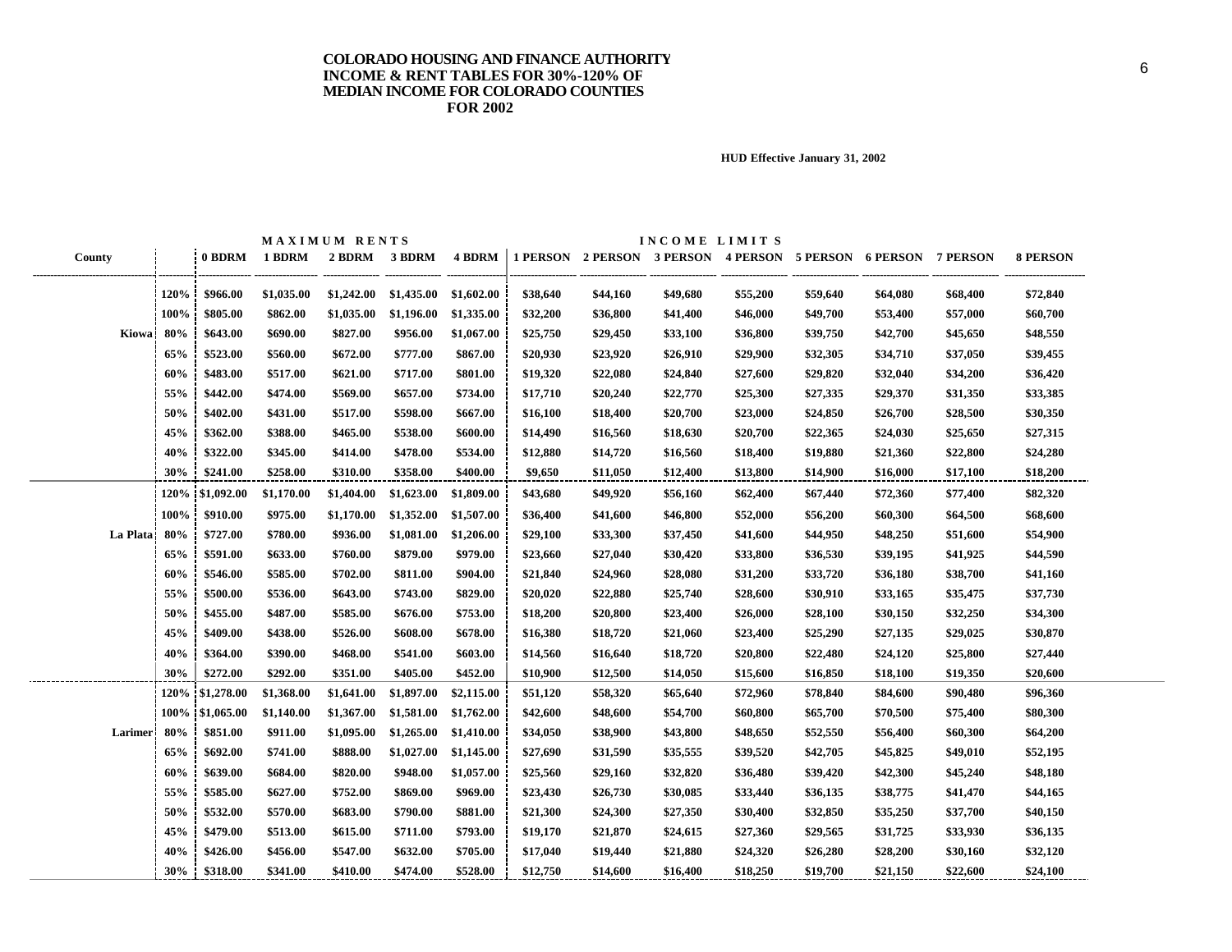# COLORADO HOUSING AND FINANCE AUTHORITY INCOME & RENT TABLES FOR 30%-120% OF MEDIAN INCOME FOR COLORADO COUNTIES FOR 2002

**HUD Effective January 31, 2002**

| County | | MAXIMUM RENTS | | | | | INCOME LIMITS | | | | | | | |
|---|---|---|---|---|---|---|---|---|---|---|---|---|---|---|
| | | 0 BDRM | 1 BDRM | 2 BDRM | 3 BDRM | 4 BDRM | 1 PERSON | 2 PERSON | 3 PERSON | 4 PERSON | 5 PERSON | 6 PERSON | 7 PERSON | 8 PERSON |
| Kiowa | 120% | $966.00 | $1,035.00 | $1,242.00 | $1,435.00 | $1,602.00 | $38,640 | $44,160 | $49,680 | $55,200 | $59,640 | $64,080 | $68,400 | $72,840 |
| | 100% | $805.00 | $862.00 | $1,035.00 | $1,196.00 | $1,335.00 | $32,200 | $36,800 | $41,400 | $46,000 | $49,700 | $53,400 | $57,000 | $60,700 |
| | 80% | $643.00 | $690.00 | $827.00 | $956.00 | $1,067.00 | $25,750 | $29,450 | $33,100 | $36,800 | $39,750 | $42,700 | $45,650 | $48,550 |
| | 65% | $523.00 | $560.00 | $672.00 | $777.00 | $867.00 | $20,930 | $23,920 | $26,910 | $29,900 | $32,305 | $34,710 | $37,050 | $39,455 |
| | 60% | $483.00 | $517.00 | $621.00 | $717.00 | $801.00 | $19,320 | $22,080 | $24,840 | $27,600 | $29,820 | $32,040 | $34,200 | $36,420 |
| | 55% | $442.00 | $474.00 | $569.00 | $657.00 | $734.00 | $17,710 | $20,240 | $22,770 | $25,300 | $27,335 | $29,370 | $31,350 | $33,385 |
| | 50% | $402.00 | $431.00 | $517.00 | $598.00 | $667.00 | $16,100 | $18,400 | $20,700 | $23,000 | $24,850 | $26,700 | $28,500 | $30,350 |
| | 45% | $362.00 | $388.00 | $465.00 | $538.00 | $600.00 | $14,490 | $16,560 | $18,630 | $20,700 | $22,365 | $24,030 | $25,650 | $27,315 |
| | 40% | $322.00 | $345.00 | $414.00 | $478.00 | $534.00 | $12,880 | $14,720 | $16,560 | $18,400 | $19,880 | $21,360 | $22,800 | $24,280 |
| | 30% | $241.00 | $258.00 | $310.00 | $358.00 | $400.00 | $9,650 | $11,050 | $12,400 | $13,800 | $14,900 | $16,000 | $17,100 | $18,200 |
| La Plata | 120% | $1,092.00 | $1,170.00 | $1,404.00 | $1,623.00 | $1,809.00 | $43,680 | $49,920 | $56,160 | $62,400 | $67,440 | $72,360 | $77,400 | $82,320 |
| | 100% | $910.00 | $975.00 | $1,170.00 | $1,352.00 | $1,507.00 | $36,400 | $41,600 | $46,800 | $52,000 | $56,200 | $60,300 | $64,500 | $68,600 |
| | 80% | $727.00 | $780.00 | $936.00 | $1,081.00 | $1,206.00 | $29,100 | $33,300 | $37,450 | $41,600 | $44,950 | $48,250 | $51,600 | $54,900 |
| | 65% | $591.00 | $633.00 | $760.00 | $879.00 | $979.00 | $23,660 | $27,040 | $30,420 | $33,800 | $36,530 | $39,195 | $41,925 | $44,590 |
| | 60% | $546.00 | $585.00 | $702.00 | $811.00 | $904.00 | $21,840 | $24,960 | $28,080 | $31,200 | $33,720 | $36,180 | $38,700 | $41,160 |
| | 55% | $500.00 | $536.00 | $643.00 | $743.00 | $829.00 | $20,020 | $22,880 | $25,740 | $28,600 | $30,910 | $33,165 | $35,475 | $37,730 |
| | 50% | $455.00 | $487.00 | $585.00 | $676.00 | $753.00 | $18,200 | $20,800 | $23,400 | $26,000 | $28,100 | $30,150 | $32,250 | $34,300 |
| | 45% | $409.00 | $438.00 | $526.00 | $608.00 | $678.00 | $16,380 | $18,720 | $21,060 | $23,400 | $25,290 | $27,135 | $29,025 | $30,870 |
| | 40% | $364.00 | $390.00 | $468.00 | $541.00 | $603.00 | $14,560 | $16,640 | $18,720 | $20,800 | $22,480 | $24,120 | $25,800 | $27,440 |
| | 30% | $272.00 | $292.00 | $351.00 | $405.00 | $452.00 | $10,900 | $12,500 | $14,050 | $15,600 | $16,850 | $18,100 | $19,350 | $20,600 |
| Larimer | 120% | $1,278.00 | $1,368.00 | $1,641.00 | $1,897.00 | $2,115.00 | $51,120 | $58,320 | $65,640 | $72,960 | $78,840 | $84,600 | $90,480 | $96,360 |
| | 100% | $1,065.00 | $1,140.00 | $1,367.00 | $1,581.00 | $1,762.00 | $42,600 | $48,600 | $54,700 | $60,800 | $65,700 | $70,500 | $75,400 | $80,300 |
| | 80% | $851.00 | $911.00 | $1,095.00 | $1,265.00 | $1,410.00 | $34,050 | $38,900 | $43,800 | $48,650 | $52,550 | $56,400 | $60,300 | $64,200 |
| | 65% | $692.00 | $741.00 | $888.00 | $1,027.00 | $1,145.00 | $27,690 | $31,590 | $35,555 | $39,520 | $42,705 | $45,825 | $49,010 | $52,195 |
| | 60% | $639.00 | $684.00 | $820.00 | $948.00 | $1,057.00 | $25,560 | $29,160 | $32,820 | $36,480 | $39,420 | $42,300 | $45,240 | $48,180 |
| | 55% | $585.00 | $627.00 | $752.00 | $869.00 | $969.00 | $23,430 | $26,730 | $30,085 | $33,440 | $36,135 | $38,775 | $41,470 | $44,165 |
| | 50% | $532.00 | $570.00 | $683.00 | $790.00 | $881.00 | $21,300 | $24,300 | $27,350 | $30,400 | $32,850 | $35,250 | $37,700 | $40,150 |
| | 45% | $479.00 | $513.00 | $615.00 | $711.00 | $793.00 | $19,170 | $21,870 | $24,615 | $27,360 | $29,565 | $31,725 | $33,930 | $36,135 |
| | 40% | $426.00 | $456.00 | $547.00 | $632.00 | $705.00 | $17,040 | $19,440 | $21,880 | $24,320 | $26,280 | $28,200 | $30,160 | $32,120 |
| | 30% | $318.00 | $341.00 | $410.00 | $474.00 | $528.00 | $12,750 | $14,600 | $16,400 | $18,250 | $19,700 | $21,150 | $22,600 | $24,100 |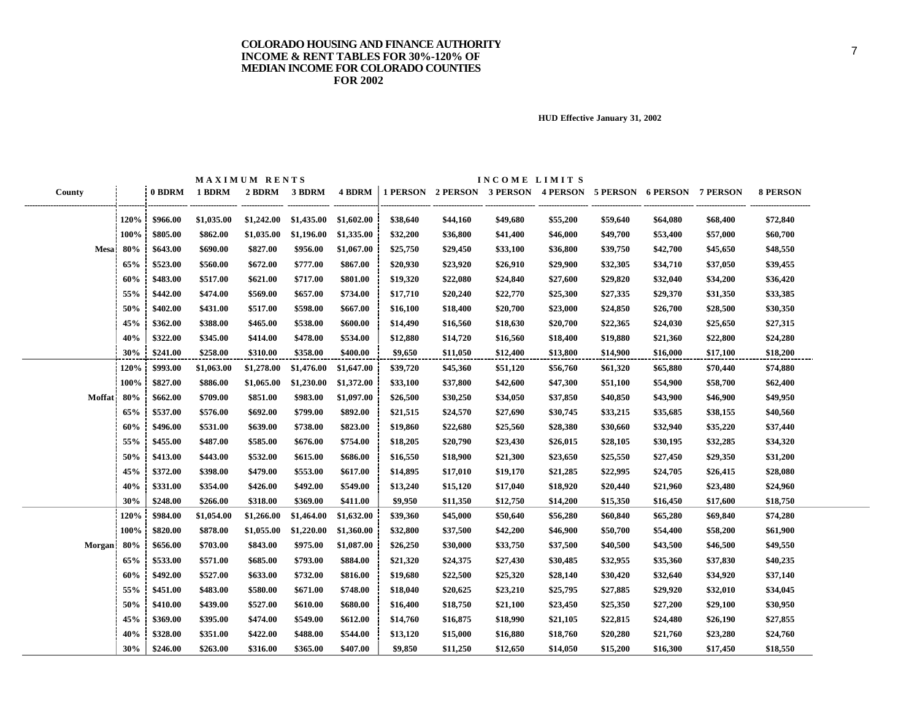# COLORADO HOUSING AND FINANCE AUTHORITY
# INCOME & RENT TABLES FOR 30%-120% OF MEDIAN INCOME FOR COLORADO COUNTIES FOR 2002

**HUD Effective January 31, 2002**

| County | | MAXIMUM RENTS | | | | | INCOME LIMITS | | | | | | | |
|---|---|---|---|---|---|---|---|---|---|---|---|---|---|---|
| | | 0 BDRM | 1 BDRM | 2 BDRM | 3 BDRM | 4 BDRM | 1 PERSON | 2 PERSON | 3 PERSON | 4 PERSON | 5 PERSON | 6 PERSON | 7 PERSON | 8 PERSON |
| Mesa | 120% | $966.00 | $1,035.00 | $1,242.00 | $1,435.00 | $1,602.00 | $38,640 | $44,160 | $49,680 | $55,200 | $59,640 | $64,080 | $68,400 | $72,840 |
| | 100% | $805.00 | $862.00 | $1,035.00 | $1,196.00 | $1,335.00 | $32,200 | $36,800 | $41,400 | $46,000 | $49,700 | $53,400 | $57,000 | $60,700 |
| | 80% | $643.00 | $690.00 | $827.00 | $956.00 | $1,067.00 | $25,750 | $29,450 | $33,100 | $36,800 | $39,750 | $42,700 | $45,650 | $48,550 |
| | 65% | $523.00 | $560.00 | $672.00 | $777.00 | $867.00 | $20,930 | $23,920 | $26,910 | $29,900 | $32,305 | $34,710 | $37,050 | $39,455 |
| | 60% | $483.00 | $517.00 | $621.00 | $717.00 | $801.00 | $19,320 | $22,080 | $24,840 | $27,600 | $29,820 | $32,040 | $34,200 | $36,420 |
| | 55% | $442.00 | $474.00 | $569.00 | $657.00 | $734.00 | $17,710 | $20,240 | $22,770 | $25,300 | $27,335 | $29,370 | $31,350 | $33,385 |
| | 50% | $402.00 | $431.00 | $517.00 | $598.00 | $667.00 | $16,100 | $18,400 | $20,700 | $23,000 | $24,850 | $26,700 | $28,500 | $30,350 |
| | 45% | $362.00 | $388.00 | $465.00 | $538.00 | $600.00 | $14,490 | $16,560 | $18,630 | $20,700 | $22,365 | $24,030 | $25,650 | $27,315 |
| | 40% | $322.00 | $345.00 | $414.00 | $478.00 | $534.00 | $12,880 | $14,720 | $16,560 | $18,400 | $19,880 | $21,360 | $22,800 | $24,280 |
| | 30% | $241.00 | $258.00 | $310.00 | $358.00 | $400.00 | $9,650 | $11,050 | $12,400 | $13,800 | $14,900 | $16,000 | $17,100 | $18,200 |
| Moffat | 120% | $993.00 | $1,063.00 | $1,278.00 | $1,476.00 | $1,647.00 | $39,720 | $45,360 | $51,120 | $56,760 | $61,320 | $65,880 | $70,440 | $74,880 |
| | 100% | $827.00 | $886.00 | $1,065.00 | $1,230.00 | $1,372.00 | $33,100 | $37,800 | $42,600 | $47,300 | $51,100 | $54,900 | $58,700 | $62,400 |
| | 80% | $662.00 | $709.00 | $851.00 | $983.00 | $1,097.00 | $26,500 | $30,250 | $34,050 | $37,850 | $40,850 | $43,900 | $46,900 | $49,950 |
| | 65% | $537.00 | $576.00 | $692.00 | $799.00 | $892.00 | $21,515 | $24,570 | $27,690 | $30,745 | $33,215 | $35,685 | $38,155 | $40,560 |
| | 60% | $496.00 | $531.00 | $639.00 | $738.00 | $823.00 | $19,860 | $22,680 | $25,560 | $28,380 | $30,660 | $32,940 | $35,220 | $37,440 |
| | 55% | $455.00 | $487.00 | $585.00 | $676.00 | $754.00 | $18,205 | $20,790 | $23,430 | $26,015 | $28,105 | $30,195 | $32,285 | $34,320 |
| | 50% | $413.00 | $443.00 | $532.00 | $615.00 | $686.00 | $16,550 | $18,900 | $21,300 | $23,650 | $25,550 | $27,450 | $29,350 | $31,200 |
| | 45% | $372.00 | $398.00 | $479.00 | $553.00 | $617.00 | $14,895 | $17,010 | $19,170 | $21,285 | $22,995 | $24,705 | $26,415 | $28,080 |
| | 40% | $331.00 | $354.00 | $426.00 | $492.00 | $549.00 | $13,240 | $15,120 | $17,040 | $18,920 | $20,440 | $21,960 | $23,480 | $24,960 |
| | 30% | $248.00 | $266.00 | $318.00 | $369.00 | $411.00 | $9,950 | $11,350 | $12,750 | $14,200 | $15,350 | $16,450 | $17,600 | $18,750 |
| Morgan | 120% | $984.00 | $1,054.00 | $1,266.00 | $1,464.00 | $1,632.00 | $39,360 | $45,000 | $50,640 | $56,280 | $60,840 | $65,280 | $69,840 | $74,280 |
| | 100% | $820.00 | $878.00 | $1,055.00 | $1,220.00 | $1,360.00 | $32,800 | $37,500 | $42,200 | $46,900 | $50,700 | $54,400 | $58,200 | $61,900 |
| | 80% | $656.00 | $703.00 | $843.00 | $975.00 | $1,087.00 | $26,250 | $30,000 | $33,750 | $37,500 | $40,500 | $43,500 | $46,500 | $49,550 |
| | 65% | $533.00 | $571.00 | $685.00 | $793.00 | $884.00 | $21,320 | $24,375 | $27,430 | $30,485 | $32,955 | $35,360 | $37,830 | $40,235 |
| | 60% | $492.00 | $527.00 | $633.00 | $732.00 | $816.00 | $19,680 | $22,500 | $25,320 | $28,140 | $30,420 | $32,640 | $34,920 | $37,140 |
| | 55% | $451.00 | $483.00 | $580.00 | $671.00 | $748.00 | $18,040 | $20,625 | $23,210 | $25,795 | $27,885 | $29,920 | $32,010 | $34,045 |
| | 50% | $410.00 | $439.00 | $527.00 | $610.00 | $680.00 | $16,400 | $18,750 | $21,100 | $23,450 | $25,350 | $27,200 | $29,100 | $30,950 |
| | 45% | $369.00 | $395.00 | $474.00 | $549.00 | $612.00 | $14,760 | $16,875 | $18,990 | $21,105 | $22,815 | $24,480 | $26,190 | $27,855 |
| | 40% | $328.00 | $351.00 | $422.00 | $488.00 | $544.00 | $13,120 | $15,000 | $16,880 | $18,760 | $20,280 | $21,760 | $23,280 | $24,760 |
| | 30% | $246.00 | $263.00 | $316.00 | $365.00 | $407.00 | $9,850 | $11,250 | $12,650 | $14,050 | $15,200 | $16,300 | $17,450 | $18,550 |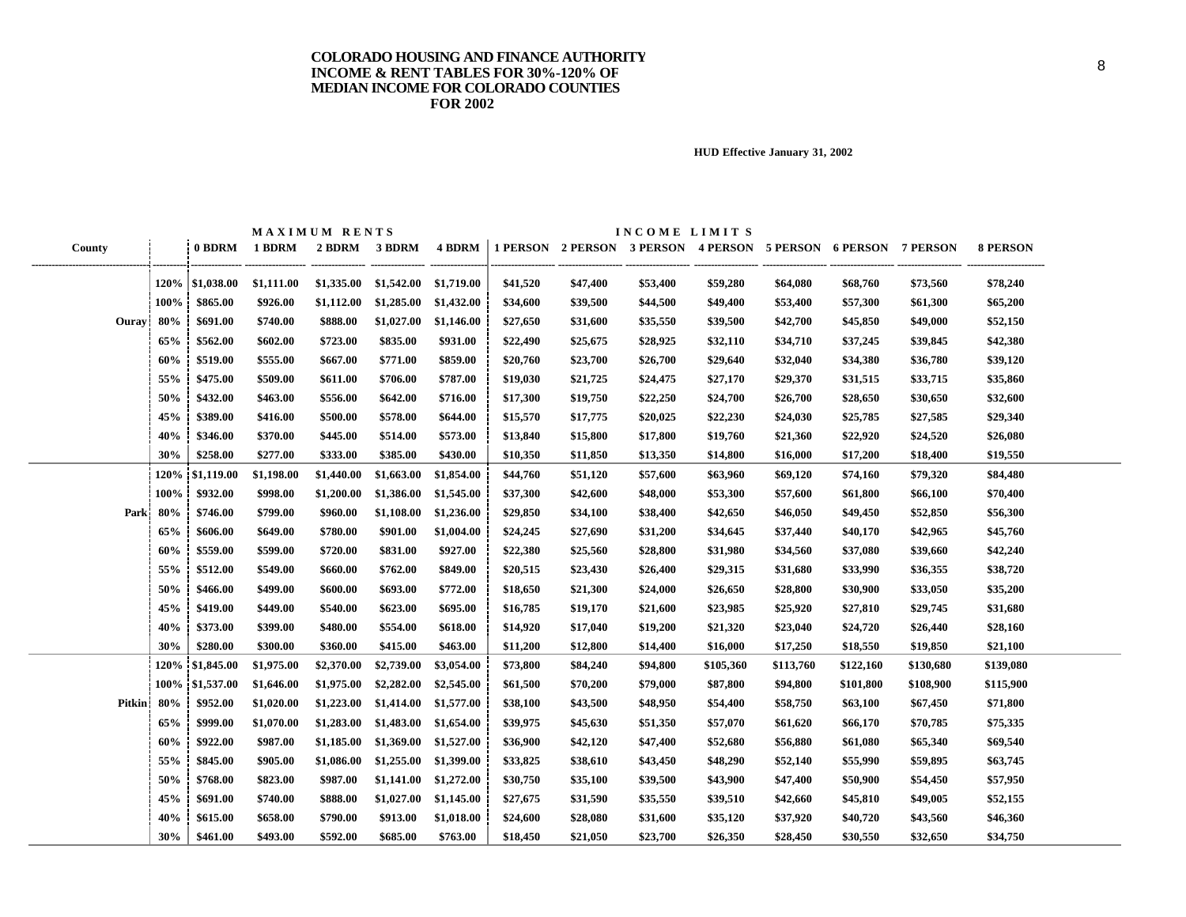# COLORADO HOUSING AND FINANCE AUTHORITY INCOME & RENT TABLES FOR 30%-120% OF MEDIAN INCOME FOR COLORADO COUNTIES FOR 2002

**HUD Effective January 31, 2002**

| County | | MAXIMUM RENTS | | | | | INCOME LIMITS | | | | | | | |
|---|---|---|---|---|---|---|---|---|---|---|---|---|---|---|
| | | 0 BDRM | 1 BDRM | 2 BDRM | 3 BDRM | 4 BDRM | 1 PERSON | 2 PERSON | 3 PERSON | 4 PERSON | 5 PERSON | 6 PERSON | 7 PERSON | 8 PERSON |
| Ouray | 120% | $1,038.00 | $1,111.00 | $1,335.00 | $1,542.00 | $1,719.00 | $41,520 | $47,400 | $53,400 | $59,280 | $64,080 | $68,760 | $73,560 | $78,240 |
| | 100% | $865.00 | $926.00 | $1,112.00 | $1,285.00 | $1,432.00 | $34,600 | $39,500 | $44,500 | $49,400 | $53,400 | $57,300 | $61,300 | $65,200 |
| | 80% | $691.00 | $740.00 | $888.00 | $1,027.00 | $1,146.00 | $27,650 | $31,600 | $35,550 | $39,500 | $42,700 | $45,850 | $49,000 | $52,150 |
| | 65% | $562.00 | $602.00 | $723.00 | $835.00 | $931.00 | $22,490 | $25,675 | $28,925 | $32,110 | $34,710 | $37,245 | $39,845 | $42,380 |
| | 60% | $519.00 | $555.00 | $667.00 | $771.00 | $859.00 | $20,760 | $23,700 | $26,700 | $29,640 | $32,040 | $34,380 | $36,780 | $39,120 |
| | 55% | $475.00 | $509.00 | $611.00 | $706.00 | $787.00 | $19,030 | $21,725 | $24,475 | $27,170 | $29,370 | $31,515 | $33,715 | $35,860 |
| | 50% | $432.00 | $463.00 | $556.00 | $642.00 | $716.00 | $17,300 | $19,750 | $22,250 | $24,700 | $26,700 | $28,650 | $30,650 | $32,600 |
| | 45% | $389.00 | $416.00 | $500.00 | $578.00 | $644.00 | $15,570 | $17,775 | $20,025 | $22,230 | $24,030 | $25,785 | $27,585 | $29,340 |
| | 40% | $346.00 | $370.00 | $445.00 | $514.00 | $573.00 | $13,840 | $15,800 | $17,800 | $19,760 | $21,360 | $22,920 | $24,520 | $26,080 |
| | 30% | $258.00 | $277.00 | $333.00 | $385.00 | $430.00 | $10,350 | $11,850 | $13,350 | $14,800 | $16,000 | $17,200 | $18,400 | $19,550 |
| Park | 120% | $1,119.00 | $1,198.00 | $1,440.00 | $1,663.00 | $1,854.00 | $44,760 | $51,120 | $57,600 | $63,960 | $69,120 | $74,160 | $79,320 | $84,480 |
| | 100% | $932.00 | $998.00 | $1,200.00 | $1,386.00 | $1,545.00 | $37,300 | $42,600 | $48,000 | $53,300 | $57,600 | $61,800 | $66,100 | $70,400 |
| | 80% | $746.00 | $799.00 | $960.00 | $1,108.00 | $1,236.00 | $29,850 | $34,100 | $38,400 | $42,650 | $46,050 | $49,450 | $52,850 | $56,300 |
| | 65% | $606.00 | $649.00 | $780.00 | $901.00 | $1,004.00 | $24,245 | $27,690 | $31,200 | $34,645 | $37,440 | $40,170 | $42,965 | $45,760 |
| | 60% | $559.00 | $599.00 | $720.00 | $831.00 | $927.00 | $22,380 | $25,560 | $28,800 | $31,980 | $34,560 | $37,080 | $39,660 | $42,240 |
| | 55% | $512.00 | $549.00 | $660.00 | $762.00 | $849.00 | $20,515 | $23,430 | $26,400 | $29,315 | $31,680 | $33,990 | $36,355 | $38,720 |
| | 50% | $466.00 | $499.00 | $600.00 | $693.00 | $772.00 | $18,650 | $21,300 | $24,000 | $26,650 | $28,800 | $30,900 | $33,050 | $35,200 |
| | 45% | $419.00 | $449.00 | $540.00 | $623.00 | $695.00 | $16,785 | $19,170 | $21,600 | $23,985 | $25,920 | $27,810 | $29,745 | $31,680 |
| | 40% | $373.00 | $399.00 | $480.00 | $554.00 | $618.00 | $14,920 | $17,040 | $19,200 | $21,320 | $23,040 | $24,720 | $26,440 | $28,160 |
| | 30% | $280.00 | $300.00 | $360.00 | $415.00 | $463.00 | $11,200 | $12,800 | $14,400 | $16,000 | $17,250 | $18,550 | $19,850 | $21,100 |
| Pitkin | 120% | $1,845.00 | $1,975.00 | $2,370.00 | $2,739.00 | $3,054.00 | $73,800 | $84,240 | $94,800 | $105,360 | $113,760 | $122,160 | $130,680 | $139,080 |
| | 100% | $1,537.00 | $1,646.00 | $1,975.00 | $2,282.00 | $2,545.00 | $61,500 | $70,200 | $79,000 | $87,800 | $94,800 | $101,800 | $108,900 | $115,900 |
| | 80% | $952.00 | $1,020.00 | $1,223.00 | $1,414.00 | $1,577.00 | $38,100 | $43,500 | $48,950 | $54,400 | $58,750 | $63,100 | $67,450 | $71,800 |
| | 65% | $999.00 | $1,070.00 | $1,283.00 | $1,483.00 | $1,654.00 | $39,975 | $45,630 | $51,350 | $57,070 | $61,620 | $66,170 | $70,785 | $75,335 |
| | 60% | $922.00 | $987.00 | $1,185.00 | $1,369.00 | $1,527.00 | $36,900 | $42,120 | $47,400 | $52,680 | $56,880 | $61,080 | $65,340 | $69,540 |
| | 55% | $845.00 | $905.00 | $1,086.00 | $1,255.00 | $1,399.00 | $33,825 | $38,610 | $43,450 | $48,290 | $52,140 | $55,990 | $59,895 | $63,745 |
| | 50% | $768.00 | $823.00 | $987.00 | $1,141.00 | $1,272.00 | $30,750 | $35,100 | $39,500 | $43,900 | $47,400 | $50,900 | $54,450 | $57,950 |
| | 45% | $691.00 | $740.00 | $888.00 | $1,027.00 | $1,145.00 | $27,675 | $31,590 | $35,550 | $39,510 | $42,660 | $45,810 | $49,005 | $52,155 |
| | 40% | $615.00 | $658.00 | $790.00 | $913.00 | $1,018.00 | $24,600 | $28,080 | $31,600 | $35,120 | $37,920 | $40,720 | $43,560 | $46,360 |
| | 30% | $461.00 | $493.00 | $592.00 | $685.00 | $763.00 | $18,450 | $21,050 | $23,700 | $26,350 | $28,450 | $30,550 | $32,650 | $34,750 |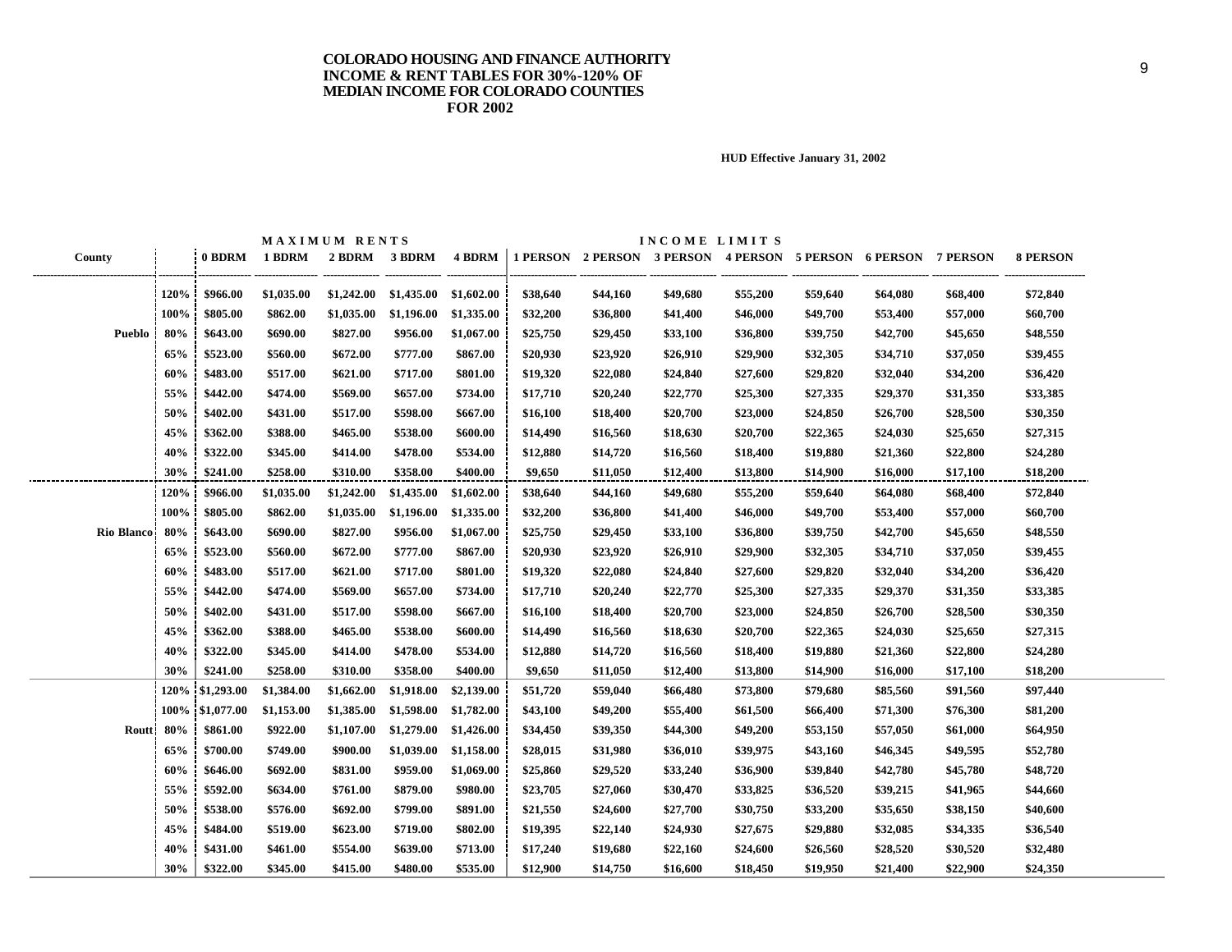# COLORADO HOUSING AND FINANCE AUTHORITY INCOME & RENT TABLES FOR 30%-120% OF MEDIAN INCOME FOR COLORADO COUNTIES FOR 2002

**HUD Effective January 31, 2002**

| County | | MAXIMUM RENTS | | | | | INCOME LIMITS | | | | | | | |
|---|---|---|---|---|---|---|---|---|---|---|---|---|---|---|
| | | 0 BDRM | 1 BDRM | 2 BDRM | 3 BDRM | 4 BDRM | 1 PERSON | 2 PERSON | 3 PERSON | 4 PERSON | 5 PERSON | 6 PERSON | 7 PERSON | 8 PERSON |
| | 120% | $966.00 | $1,035.00 | $1,242.00 | $1,435.00 | $1,602.00 | $38,640 | $44,160 | $49,680 | $55,200 | $59,640 | $64,080 | $68,400 | $72,840 |
| | 100% | $805.00 | $862.00 | $1,035.00 | $1,196.00 | $1,335.00 | $32,200 | $36,800 | $41,400 | $46,000 | $49,700 | $53,400 | $57,000 | $60,700 |
| Pueblo | 80% | $643.00 | $690.00 | $827.00 | $956.00 | $1,067.00 | $25,750 | $29,450 | $33,100 | $36,800 | $39,750 | $42,700 | $45,650 | $48,550 |
| | 65% | $523.00 | $560.00 | $672.00 | $777.00 | $867.00 | $20,930 | $23,920 | $26,910 | $29,900 | $32,305 | $34,710 | $37,050 | $39,455 |
| | 60% | $483.00 | $517.00 | $621.00 | $717.00 | $801.00 | $19,320 | $22,080 | $24,840 | $27,600 | $29,820 | $32,040 | $34,200 | $36,420 |
| | 55% | $442.00 | $474.00 | $569.00 | $657.00 | $734.00 | $17,710 | $20,240 | $22,770 | $25,300 | $27,335 | $29,370 | $31,350 | $33,385 |
| | 50% | $402.00 | $431.00 | $517.00 | $598.00 | $667.00 | $16,100 | $18,400 | $20,700 | $23,000 | $24,850 | $26,700 | $28,500 | $30,350 |
| | 45% | $362.00 | $388.00 | $465.00 | $538.00 | $600.00 | $14,490 | $16,560 | $18,630 | $20,700 | $22,365 | $24,030 | $25,650 | $27,315 |
| | 40% | $322.00 | $345.00 | $414.00 | $478.00 | $534.00 | $12,880 | $14,720 | $16,560 | $18,400 | $19,880 | $21,360 | $22,800 | $24,280 |
| | 30% | $241.00 | $258.00 | $310.00 | $358.00 | $400.00 | $9,650 | $11,050 | $12,400 | $13,800 | $14,900 | $16,000 | $17,100 | $18,200 |
| | 120% | $966.00 | $1,035.00 | $1,242.00 | $1,435.00 | $1,602.00 | $38,640 | $44,160 | $49,680 | $55,200 | $59,640 | $64,080 | $68,400 | $72,840 |
| | 100% | $805.00 | $862.00 | $1,035.00 | $1,196.00 | $1,335.00 | $32,200 | $36,800 | $41,400 | $46,000 | $49,700 | $53,400 | $57,000 | $60,700 |
| Rio Blanco | 80% | $643.00 | $690.00 | $827.00 | $956.00 | $1,067.00 | $25,750 | $29,450 | $33,100 | $36,800 | $39,750 | $42,700 | $45,650 | $48,550 |
| | 65% | $523.00 | $560.00 | $672.00 | $777.00 | $867.00 | $20,930 | $23,920 | $26,910 | $29,900 | $32,305 | $34,710 | $37,050 | $39,455 |
| | 60% | $483.00 | $517.00 | $621.00 | $717.00 | $801.00 | $19,320 | $22,080 | $24,840 | $27,600 | $29,820 | $32,040 | $34,200 | $36,420 |
| | 55% | $442.00 | $474.00 | $569.00 | $657.00 | $734.00 | $17,710 | $20,240 | $22,770 | $25,300 | $27,335 | $29,370 | $31,350 | $33,385 |
| | 50% | $402.00 | $431.00 | $517.00 | $598.00 | $667.00 | $16,100 | $18,400 | $20,700 | $23,000 | $24,850 | $26,700 | $28,500 | $30,350 |
| | 45% | $362.00 | $388.00 | $465.00 | $538.00 | $600.00 | $14,490 | $16,560 | $18,630 | $20,700 | $22,365 | $24,030 | $25,650 | $27,315 |
| | 40% | $322.00 | $345.00 | $414.00 | $478.00 | $534.00 | $12,880 | $14,720 | $16,560 | $18,400 | $19,880 | $21,360 | $22,800 | $24,280 |
| | 30% | $241.00 | $258.00 | $310.00 | $358.00 | $400.00 | $9,650 | $11,050 | $12,400 | $13,800 | $14,900 | $16,000 | $17,100 | $18,200 |
| | 120% | $1,293.00 | $1,384.00 | $1,662.00 | $1,918.00 | $2,139.00 | $51,720 | $59,040 | $66,480 | $73,800 | $79,680 | $85,560 | $91,560 | $97,440 |
| | 100% | $1,077.00 | $1,153.00 | $1,385.00 | $1,598.00 | $1,782.00 | $43,100 | $49,200 | $55,400 | $61,500 | $66,400 | $71,300 | $76,300 | $81,200 |
| Routt | 80% | $861.00 | $922.00 | $1,107.00 | $1,279.00 | $1,426.00 | $34,450 | $39,350 | $44,300 | $49,200 | $53,150 | $57,050 | $61,000 | $64,950 |
| | 65% | $700.00 | $749.00 | $900.00 | $1,039.00 | $1,158.00 | $28,015 | $31,980 | $36,010 | $39,975 | $43,160 | $46,345 | $49,595 | $52,780 |
| | 60% | $646.00 | $692.00 | $831.00 | $959.00 | $1,069.00 | $25,860 | $29,520 | $33,240 | $36,900 | $39,840 | $42,780 | $45,780 | $48,720 |
| | 55% | $592.00 | $634.00 | $761.00 | $879.00 | $980.00 | $23,705 | $27,060 | $30,470 | $33,825 | $36,520 | $39,215 | $41,965 | $44,660 |
| | 50% | $538.00 | $576.00 | $692.00 | $799.00 | $891.00 | $21,550 | $24,600 | $27,700 | $30,750 | $33,200 | $35,650 | $38,150 | $40,600 |
| | 45% | $484.00 | $519.00 | $623.00 | $719.00 | $802.00 | $19,395 | $22,140 | $24,930 | $27,675 | $29,880 | $32,085 | $34,335 | $36,540 |
| | 40% | $431.00 | $461.00 | $554.00 | $639.00 | $713.00 | $17,240 | $19,680 | $22,160 | $24,600 | $26,560 | $28,520 | $30,520 | $32,480 |
| | 30% | $322.00 | $345.00 | $415.00 | $480.00 | $535.00 | $12,900 | $14,750 | $16,600 | $18,450 | $19,950 | $21,400 | $22,900 | $24,350 |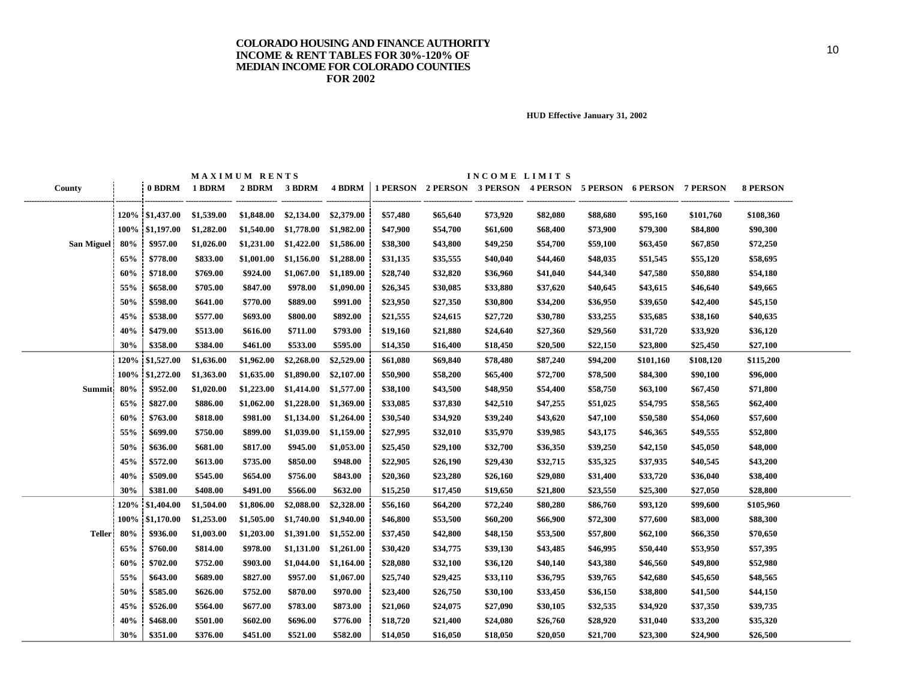# COLORADO HOUSING AND FINANCE AUTHORITY INCOME & RENT TABLES FOR 30%-120% OF MEDIAN INCOME FOR COLORADO COUNTIES FOR 2002

HUD Effective January 31, 2002

| County | | MAXIMUM RENTS | | | | | INCOME LIMITS | | | | | | | |
|---|---|---|---|---|---|---|---|---|---|---|---|---|---|---|
| | | 0 BDRM | 1 BDRM | 2 BDRM | 3 BDRM | 4 BDRM | 1 PERSON | 2 PERSON | 3 PERSON | 4 PERSON | 5 PERSON | 6 PERSON | 7 PERSON | 8 PERSON |
| | 120% | $1,437.00 | $1,539.00 | $1,848.00 | $2,134.00 | $2,379.00 | $57,480 | $65,640 | $73,920 | $82,080 | $88,680 | $95,160 | $101,760 | $108,360 |
| | 100% | $1,197.00 | $1,282.00 | $1,540.00 | $1,778.00 | $1,982.00 | $47,900 | $54,700 | $61,600 | $68,400 | $73,900 | $79,300 | $84,800 | $90,300 |
| San Miguel | 80% | $957.00 | $1,026.00 | $1,231.00 | $1,422.00 | $1,586.00 | $38,300 | $43,800 | $49,250 | $54,700 | $59,100 | $63,450 | $67,850 | $72,250 |
| | 65% | $778.00 | $833.00 | $1,001.00 | $1,156.00 | $1,288.00 | $31,135 | $35,555 | $40,040 | $44,460 | $48,035 | $51,545 | $55,120 | $58,695 |
| | 60% | $718.00 | $769.00 | $924.00 | $1,067.00 | $1,189.00 | $28,740 | $32,820 | $36,960 | $41,040 | $44,340 | $47,580 | $50,880 | $54,180 |
| | 55% | $658.00 | $705.00 | $847.00 | $978.00 | $1,090.00 | $26,345 | $30,085 | $33,880 | $37,620 | $40,645 | $43,615 | $46,640 | $49,665 |
| | 50% | $598.00 | $641.00 | $770.00 | $889.00 | $991.00 | $23,950 | $27,350 | $30,800 | $34,200 | $36,950 | $39,650 | $42,400 | $45,150 |
| | 45% | $538.00 | $577.00 | $693.00 | $800.00 | $892.00 | $21,555 | $24,615 | $27,720 | $30,780 | $33,255 | $35,685 | $38,160 | $40,635 |
| | 40% | $479.00 | $513.00 | $616.00 | $711.00 | $793.00 | $19,160 | $21,880 | $24,640 | $27,360 | $29,560 | $31,720 | $33,920 | $36,120 |
| | 30% | $358.00 | $384.00 | $461.00 | $533.00 | $595.00 | $14,350 | $16,400 | $18,450 | $20,500 | $22,150 | $23,800 | $25,450 | $27,100 |
| | 120% | $1,527.00 | $1,636.00 | $1,962.00 | $2,268.00 | $2,529.00 | $61,080 | $69,840 | $78,480 | $87,240 | $94,200 | $101,160 | $108,120 | $115,200 |
| | 100% | $1,272.00 | $1,363.00 | $1,635.00 | $1,890.00 | $2,107.00 | $50,900 | $58,200 | $65,400 | $72,700 | $78,500 | $84,300 | $90,100 | $96,000 |
| Summit | 80% | $952.00 | $1,020.00 | $1,223.00 | $1,414.00 | $1,577.00 | $38,100 | $43,500 | $48,950 | $54,400 | $58,750 | $63,100 | $67,450 | $71,800 |
| | 65% | $827.00 | $886.00 | $1,062.00 | $1,228.00 | $1,369.00 | $33,085 | $37,830 | $42,510 | $47,255 | $51,025 | $54,795 | $58,565 | $62,400 |
| | 60% | $763.00 | $818.00 | $981.00 | $1,134.00 | $1,264.00 | $30,540 | $34,920 | $39,240 | $43,620 | $47,100 | $50,580 | $54,060 | $57,600 |
| | 55% | $699.00 | $750.00 | $899.00 | $1,039.00 | $1,159.00 | $27,995 | $32,010 | $35,970 | $39,985 | $43,175 | $46,365 | $49,555 | $52,800 |
| | 50% | $636.00 | $681.00 | $817.00 | $945.00 | $1,053.00 | $25,450 | $29,100 | $32,700 | $36,350 | $39,250 | $42,150 | $45,050 | $48,000 |
| | 45% | $572.00 | $613.00 | $735.00 | $850.00 | $948.00 | $22,905 | $26,190 | $29,430 | $32,715 | $35,325 | $37,935 | $40,545 | $43,200 |
| | 40% | $509.00 | $545.00 | $654.00 | $756.00 | $843.00 | $20,360 | $23,280 | $26,160 | $29,080 | $31,400 | $33,720 | $36,040 | $38,400 |
| | 30% | $381.00 | $408.00 | $491.00 | $566.00 | $632.00 | $15,250 | $17,450 | $19,650 | $21,800 | $23,550 | $25,300 | $27,050 | $28,800 |
| | 120% | $1,404.00 | $1,504.00 | $1,806.00 | $2,088.00 | $2,328.00 | $56,160 | $64,200 | $72,240 | $80,280 | $86,760 | $93,120 | $99,600 | $105,960 |
| | 100% | $1,170.00 | $1,253.00 | $1,505.00 | $1,740.00 | $1,940.00 | $46,800 | $53,500 | $60,200 | $66,900 | $72,300 | $77,600 | $83,000 | $88,300 |
| Teller | 80% | $936.00 | $1,003.00 | $1,203.00 | $1,391.00 | $1,552.00 | $37,450 | $42,800 | $48,150 | $53,500 | $57,800 | $62,100 | $66,350 | $70,650 |
| | 65% | $760.00 | $814.00 | $978.00 | $1,131.00 | $1,261.00 | $30,420 | $34,775 | $39,130 | $43,485 | $46,995 | $50,440 | $53,950 | $57,395 |
| | 60% | $702.00 | $752.00 | $903.00 | $1,044.00 | $1,164.00 | $28,080 | $32,100 | $36,120 | $40,140 | $43,380 | $46,560 | $49,800 | $52,980 |
| | 55% | $643.00 | $689.00 | $827.00 | $957.00 | $1,067.00 | $25,740 | $29,425 | $33,110 | $36,795 | $39,765 | $42,680 | $45,650 | $48,565 |
| | 50% | $585.00 | $626.00 | $752.00 | $870.00 | $970.00 | $23,400 | $26,750 | $30,100 | $33,450 | $36,150 | $38,800 | $41,500 | $44,150 |
| | 45% | $526.00 | $564.00 | $677.00 | $783.00 | $873.00 | $21,060 | $24,075 | $27,090 | $30,105 | $32,535 | $34,920 | $37,350 | $39,735 |
| | 40% | $468.00 | $501.00 | $602.00 | $696.00 | $776.00 | $18,720 | $21,400 | $24,080 | $26,760 | $28,920 | $31,040 | $33,200 | $35,320 |
| | 30% | $351.00 | $376.00 | $451.00 | $521.00 | $582.00 | $14,050 | $16,050 | $18,050 | $20,050 | $21,700 | $23,300 | $24,900 | $26,500 |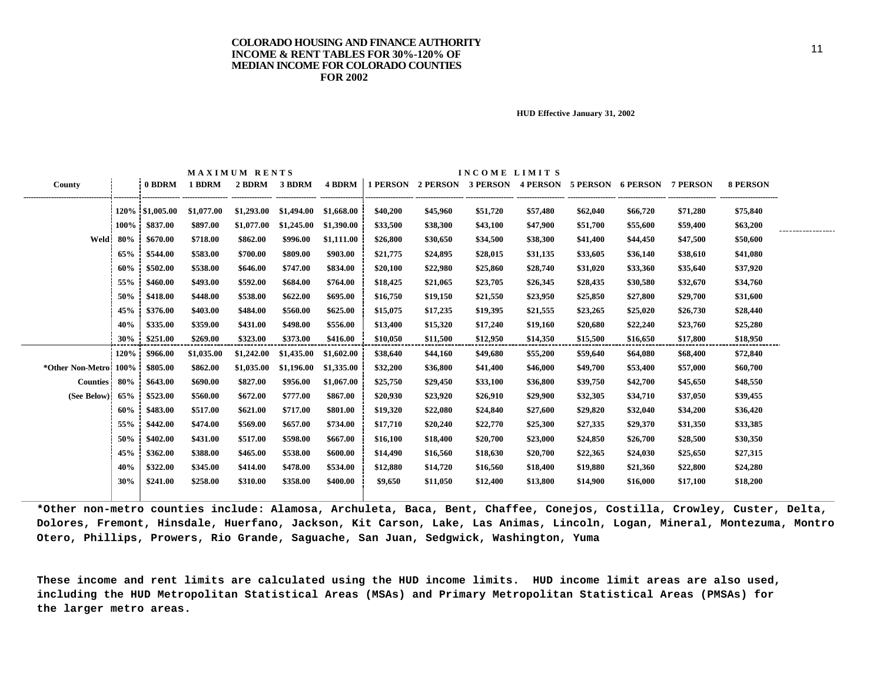**COLORADO HOUSING AND FINANCE AUTHORITY**
**INCOME & RENT TABLES FOR 30%-120% OF**
**MEDIAN INCOME FOR COLORADO COUNTIES**
**FOR 2002**

**HUD Effective January 31, 2002**

| | | MAXIMUM RENTS | | | | | INCOME LIMITS | | | | | | | |
|---|---|---|---|---|---|---|---|---|---|---|---|---|---|---|
| County | | 0 BDRM | 1 BDRM | 2 BDRM | 3 BDRM | 4 BDRM | 1 PERSON | 2 PERSON | 3 PERSON | 4 PERSON | 5 PERSON | 6 PERSON | 7 PERSON | 8 PERSON |
| | 120% | $1,005.00 | $1,077.00 | $1,293.00 | $1,494.00 | $1,668.00 | $40,200 | $45,960 | $51,720 | $57,480 | $62,040 | $66,720 | $71,280 | $75,840 |
| | 100% | $837.00 | $897.00 | $1,077.00 | $1,245.00 | $1,390.00 | $33,500 | $38,300 | $43,100 | $47,900 | $51,700 | $55,600 | $59,400 | $63,200 |
| Weld | 80% | $670.00 | $718.00 | $862.00 | $996.00 | $1,111.00 | $26,800 | $30,650 | $34,500 | $38,300 | $41,400 | $44,450 | $47,500 | $50,600 |
| | 65% | $544.00 | $583.00 | $700.00 | $809.00 | $903.00 | $21,775 | $24,895 | $28,015 | $31,135 | $33,605 | $36,140 | $38,610 | $41,080 |
| | 60% | $502.00 | $538.00 | $646.00 | $747.00 | $834.00 | $20,100 | $22,980 | $25,860 | $28,740 | $31,020 | $33,360 | $35,640 | $37,920 |
| | 55% | $460.00 | $493.00 | $592.00 | $684.00 | $764.00 | $18,425 | $21,065 | $23,705 | $26,345 | $28,435 | $30,580 | $32,670 | $34,760 |
| | 50% | $418.00 | $448.00 | $538.00 | $622.00 | $695.00 | $16,750 | $19,150 | $21,550 | $23,950 | $25,850 | $27,800 | $29,700 | $31,600 |
| | 45% | $376.00 | $403.00 | $484.00 | $560.00 | $625.00 | $15,075 | $17,235 | $19,395 | $21,555 | $23,265 | $25,020 | $26,730 | $28,440 |
| | 40% | $335.00 | $359.00 | $431.00 | $498.00 | $556.00 | $13,400 | $15,320 | $17,240 | $19,160 | $20,680 | $22,240 | $23,760 | $25,280 |
| | 30% | $251.00 | $269.00 | $323.00 | $373.00 | $416.00 | $10,050 | $11,500 | $12,950 | $14,350 | $15,500 | $16,650 | $17,800 | $18,950 |
| | 120% | $966.00 | $1,035.00 | $1,242.00 | $1,435.00 | $1,602.00 | $38,640 | $44,160 | $49,680 | $55,200 | $59,640 | $64,080 | $68,400 | $72,840 |
| *Other Non-Metro | 100% | $805.00 | $862.00 | $1,035.00 | $1,196.00 | $1,335.00 | $32,200 | $36,800 | $41,400 | $46,000 | $49,700 | $53,400 | $57,000 | $60,700 |
| Counties | 80% | $643.00 | $690.00 | $827.00 | $956.00 | $1,067.00 | $25,750 | $29,450 | $33,100 | $36,800 | $39,750 | $42,700 | $45,650 | $48,550 |
| (See Below) | 65% | $523.00 | $560.00 | $672.00 | $777.00 | $867.00 | $20,930 | $23,920 | $26,910 | $29,900 | $32,305 | $34,710 | $37,050 | $39,455 |
| | 60% | $483.00 | $517.00 | $621.00 | $717.00 | $801.00 | $19,320 | $22,080 | $24,840 | $27,600 | $29,820 | $32,040 | $34,200 | $36,420 |
| | 55% | $442.00 | $474.00 | $569.00 | $657.00 | $734.00 | $17,710 | $20,240 | $22,770 | $25,300 | $27,335 | $29,370 | $31,350 | $33,385 |
| | 50% | $402.00 | $431.00 | $517.00 | $598.00 | $667.00 | $16,100 | $18,400 | $20,700 | $23,000 | $24,850 | $26,700 | $28,500 | $30,350 |
| | 45% | $362.00 | $388.00 | $465.00 | $538.00 | $600.00 | $14,490 | $16,560 | $18,630 | $20,700 | $22,365 | $24,030 | $25,650 | $27,315 |
| | 40% | $322.00 | $345.00 | $414.00 | $478.00 | $534.00 | $12,880 | $14,720 | $16,560 | $18,400 | $19,880 | $21,360 | $22,800 | $24,280 |
| | 30% | $241.00 | $258.00 | $310.00 | $358.00 | $400.00 | $9,650 | $11,050 | $12,400 | $13,800 | $14,900 | $16,000 | $17,100 | $18,200 |

**\*Other non-metro counties include: Alamosa, Archuleta, Baca, Bent, Chaffee, Conejos, Costilla, Crowley, Custer, Delta, Dolores, Fremont, Hinsdale, Huerfano, Jackson, Kit Carson, Lake, Las Animas, Lincoln, Logan, Mineral, Montezuma, Montro Otero, Phillips, Prowers, Rio Grande, Saguache, San Juan, Sedgwick, Washington, Yuma**

**These income and rent limits are calculated using the HUD income limits. HUD income limit areas are also used, including the HUD Metropolitan Statistical Areas (MSAs) and Primary Metropolitan Statistical Areas (PMSAs) for the larger metro areas.**